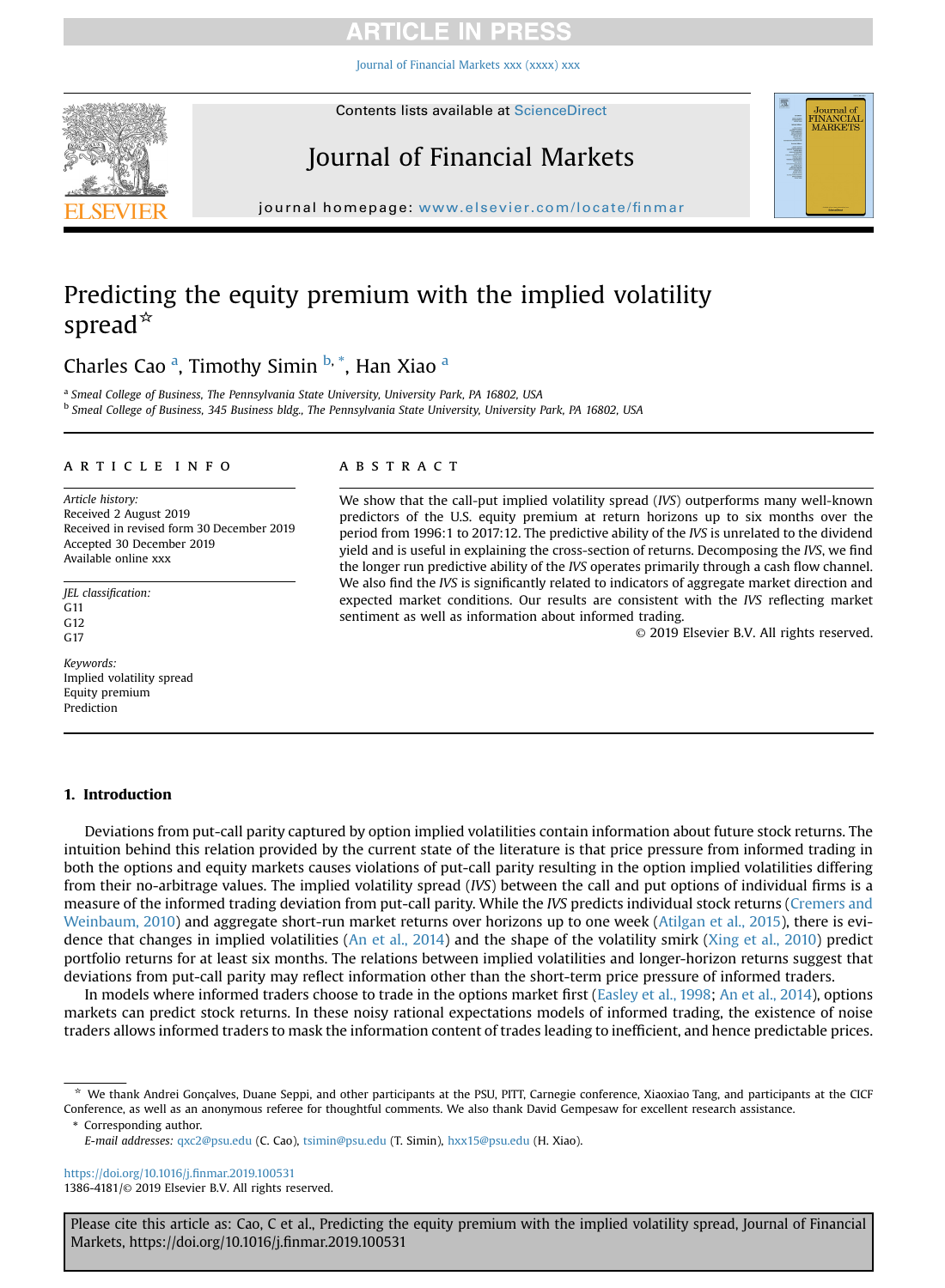# Predicting the equity premium with the implied volatility spread[☆]

Charles Cao [a], Timothy Simin [b,*], Han Xiao [a]

[a] Smeal College of Business, The Pennsylvania State University, University Park, PA 16802, USA

[b] Smeal College of Business, 345 Business bldg., The Pennsylvania State University, University Park, PA 16802, USA

## ARTICLE INFO

*Article history:*
Received 2 August 2019
Received in revised form 30 December 2019
Accepted 30 December 2019
Available online xxx

*JEL classification:*
G11
G12
G17

*Keywords:*
Implied volatility spread
Equity premium
Prediction

## ABSTRACT

We show that the call-put implied volatility spread (*IVS*) outperforms many well-known predictors of the U.S. equity premium at return horizons up to six months over the period from 1996:1 to 2017:12. The predictive ability of the *IVS* is unrelated to the dividend yield and is useful in explaining the cross-section of returns. Decomposing the *IVS*, we find the longer run predictive ability of the *IVS* operates primarily through a cash flow channel. We also find the *IVS* is significantly related to indicators of aggregate market direction and expected market conditions. Our results are consistent with the *IVS* reflecting market sentiment as well as information about informed trading.

© 2019 Elsevier B.V. All rights reserved.

## 1. Introduction

Deviations from put-call parity captured by option implied volatilities contain information about future stock returns. The intuition behind this relation provided by the current state of the literature is that price pressure from informed trading in both the options and equity markets causes violations of put-call parity resulting in the option implied volatilities differing from their no-arbitrage values. The implied volatility spread (*IVS*) between the call and put options of individual firms is a measure of the informed trading deviation from put-call parity. While the *IVS* predicts individual stock returns (Cremers and Weinbaum, 2010) and aggregate short-run market returns over horizons up to one week (Atilgan et al., 2015), there is evidence that changes in implied volatilities (An et al., 2014) and the shape of the volatility smirk (Xing et al., 2010) predict portfolio returns for at least six months. The relations between implied volatilities and longer-horizon returns suggest that deviations from put-call parity may reflect information other than the short-term price pressure of informed traders.

In models where informed traders choose to trade in the options market first (Easley et al., 1998; An et al., 2014), options markets can predict stock returns. In these noisy rational expectations models of informed trading, the existence of noise traders allows informed traders to mask the information content of trades leading to inefficient, and hence predictable prices.

[☆] We thank Andrei Gonçalves, Duane Seppi, and other participants at the PSU, PITT, Carnegie conference, Xiaoxiao Tang, and participants at the CICF Conference, as well as an anonymous referee for thoughtful comments. We also thank David Gempesaw for excellent research assistance.

[*] Corresponding author.

*E-mail addresses:* qxc2@psu.edu (C. Cao), tsimin@psu.edu (T. Simin), hxx15@psu.edu (H. Xiao).

https://doi.org/10.1016/j.finmar.2019.100531
1386-4181/© 2019 Elsevier B.V. All rights reserved.

Please cite this article as: Cao, C et al., Predicting the equity premium with the implied volatility spread, Journal of Financial Markets, https://doi.org/10.1016/j.finmar.2019.100531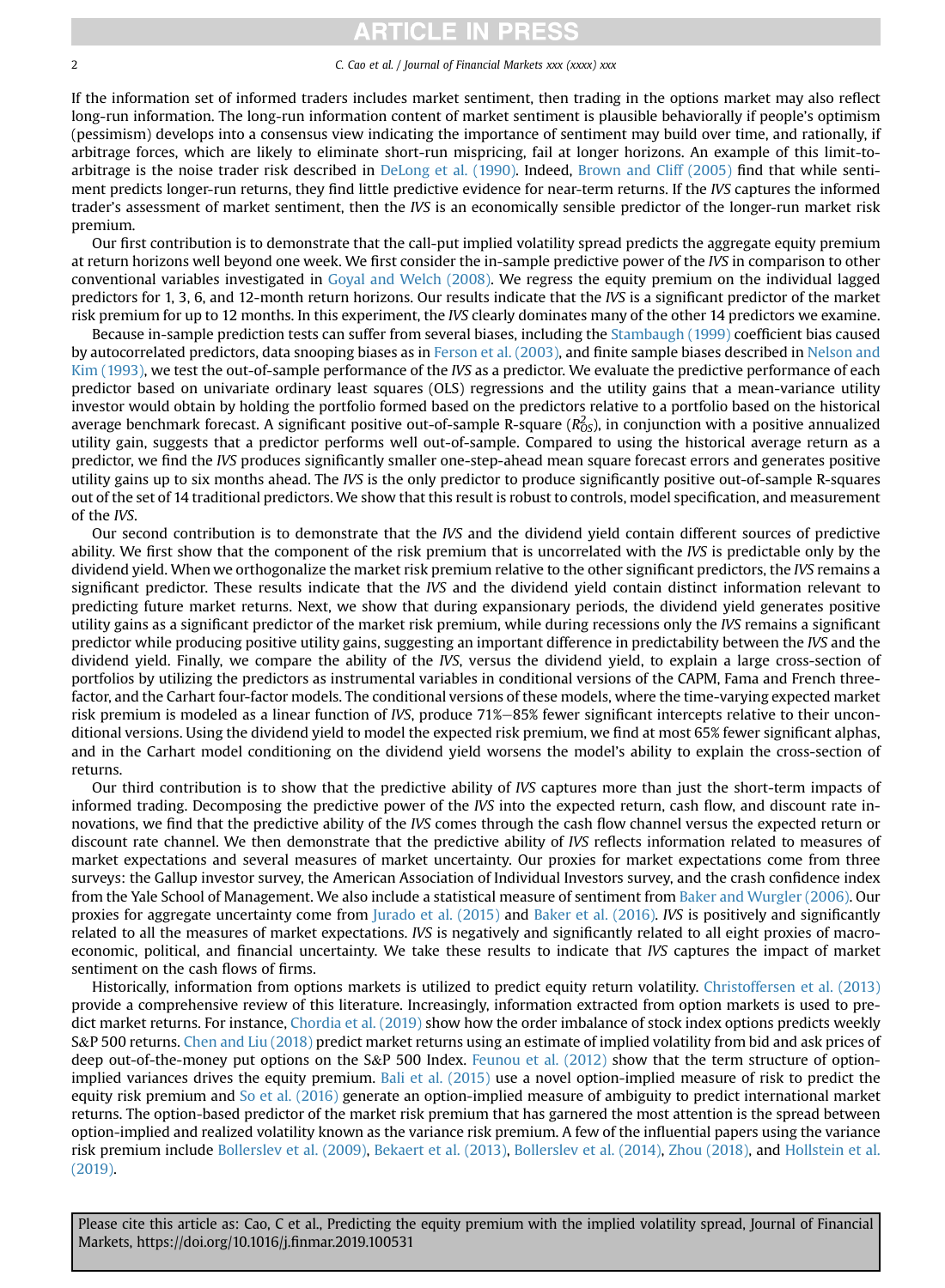If the information set of informed traders includes market sentiment, then trading in the options market may also reflect long-run information. The long-run information content of market sentiment is plausible behaviorally if people's optimism (pessimism) develops into a consensus view indicating the importance of sentiment may build over time, and rationally, if arbitrage forces, which are likely to eliminate short-run mispricing, fail at longer horizons. An example of this limit-to-arbitrage is the noise trader risk described in DeLong et al. (1990). Indeed, Brown and Cliff (2005) find that while sentiment predicts longer-run returns, they find little predictive evidence for near-term returns. If the *IVS* captures the informed trader's assessment of market sentiment, then the *IVS* is an economically sensible predictor of the longer-run market risk premium.

Our first contribution is to demonstrate that the call-put implied volatility spread predicts the aggregate equity premium at return horizons well beyond one week. We first consider the in-sample predictive power of the *IVS* in comparison to other conventional variables investigated in Goyal and Welch (2008). We regress the equity premium on the individual lagged predictors for 1, 3, 6, and 12-month return horizons. Our results indicate that the *IVS* is a significant predictor of the market risk premium for up to 12 months. In this experiment, the *IVS* clearly dominates many of the other 14 predictors we examine.

Because in-sample prediction tests can suffer from several biases, including the Stambaugh (1999) coefficient bias caused by autocorrelated predictors, data snooping biases as in Ferson et al. (2003), and finite sample biases described in Nelson and Kim (1993), we test the out-of-sample performance of the *IVS* as a predictor. We evaluate the predictive performance of each predictor based on univariate ordinary least squares (OLS) regressions and the utility gains that a mean-variance utility investor would obtain by holding the portfolio formed based on the predictors relative to a portfolio based on the historical average benchmark forecast. A significant positive out-of-sample R-square ($R^2_{OS}$), in conjunction with a positive annualized utility gain, suggests that a predictor performs well out-of-sample. Compared to using the historical average return as a predictor, we find the *IVS* produces significantly smaller one-step-ahead mean square forecast errors and generates positive utility gains up to six months ahead. The *IVS* is the only predictor to produce significantly positive out-of-sample R-squares out of the set of 14 traditional predictors. We show that this result is robust to controls, model specification, and measurement of the *IVS*.

Our second contribution is to demonstrate that the *IVS* and the dividend yield contain different sources of predictive ability. We first show that the component of the risk premium that is uncorrelated with the *IVS* is predictable only by the dividend yield. When we orthogonalize the market risk premium relative to the other significant predictors, the *IVS* remains a significant predictor. These results indicate that the *IVS* and the dividend yield contain distinct information relevant to predicting future market returns. Next, we show that during expansionary periods, the dividend yield generates positive utility gains as a significant predictor of the market risk premium, while during recessions only the *IVS* remains a significant predictor while producing positive utility gains, suggesting an important difference in predictability between the *IVS* and the dividend yield. Finally, we compare the ability of the *IVS*, versus the dividend yield, to explain a large cross-section of portfolios by utilizing the predictors as instrumental variables in conditional versions of the CAPM, Fama and French three-factor, and the Carhart four-factor models. The conditional versions of these models, where the time-varying expected market risk premium is modeled as a linear function of *IVS*, produce 71%–85% fewer significant intercepts relative to their unconditional versions. Using the dividend yield to model the expected risk premium, we find at most 65% fewer significant alphas, and in the Carhart model conditioning on the dividend yield worsens the model's ability to explain the cross-section of returns.

Our third contribution is to show that the predictive ability of *IVS* captures more than just the short-term impacts of informed trading. Decomposing the predictive power of the *IVS* into the expected return, cash flow, and discount rate innovations, we find that the predictive ability of the *IVS* comes through the cash flow channel versus the expected return or discount rate channel. We then demonstrate that the predictive ability of *IVS* reflects information related to measures of market expectations and several measures of market uncertainty. Our proxies for market expectations come from three surveys: the Gallup investor survey, the American Association of Individual Investors survey, and the crash confidence index from the Yale School of Management. We also include a statistical measure of sentiment from Baker and Wurgler (2006). Our proxies for aggregate uncertainty come from Jurado et al. (2015) and Baker et al. (2016). *IVS* is positively and significantly related to all the measures of market expectations. *IVS* is negatively and significantly related to all eight proxies of macroeconomic, political, and financial uncertainty. We take these results to indicate that *IVS* captures the impact of market sentiment on the cash flows of firms.

Historically, information from options markets is utilized to predict equity return volatility. Christoffersen et al. (2013) provide a comprehensive review of this literature. Increasingly, information extracted from option markets is used to predict market returns. For instance, Chordia et al. (2019) show how the order imbalance of stock index options predicts weekly S&P 500 returns. Chen and Liu (2018) predict market returns using an estimate of implied volatility from bid and ask prices of deep out-of-the-money put options on the S&P 500 Index. Feunou et al. (2012) show that the term structure of option-implied variances drives the equity premium. Bali et al. (2015) use a novel option-implied measure of risk to predict the equity risk premium and So et al. (2016) generate an option-implied measure of ambiguity to predict international market returns. The option-based predictor of the market risk premium that has garnered the most attention is the spread between option-implied and realized volatility known as the variance risk premium. A few of the influential papers using the variance risk premium include Bollerslev et al. (2009), Bekaert et al. (2013), Bollerslev et al. (2014), Zhou (2018), and Hollstein et al. (2019).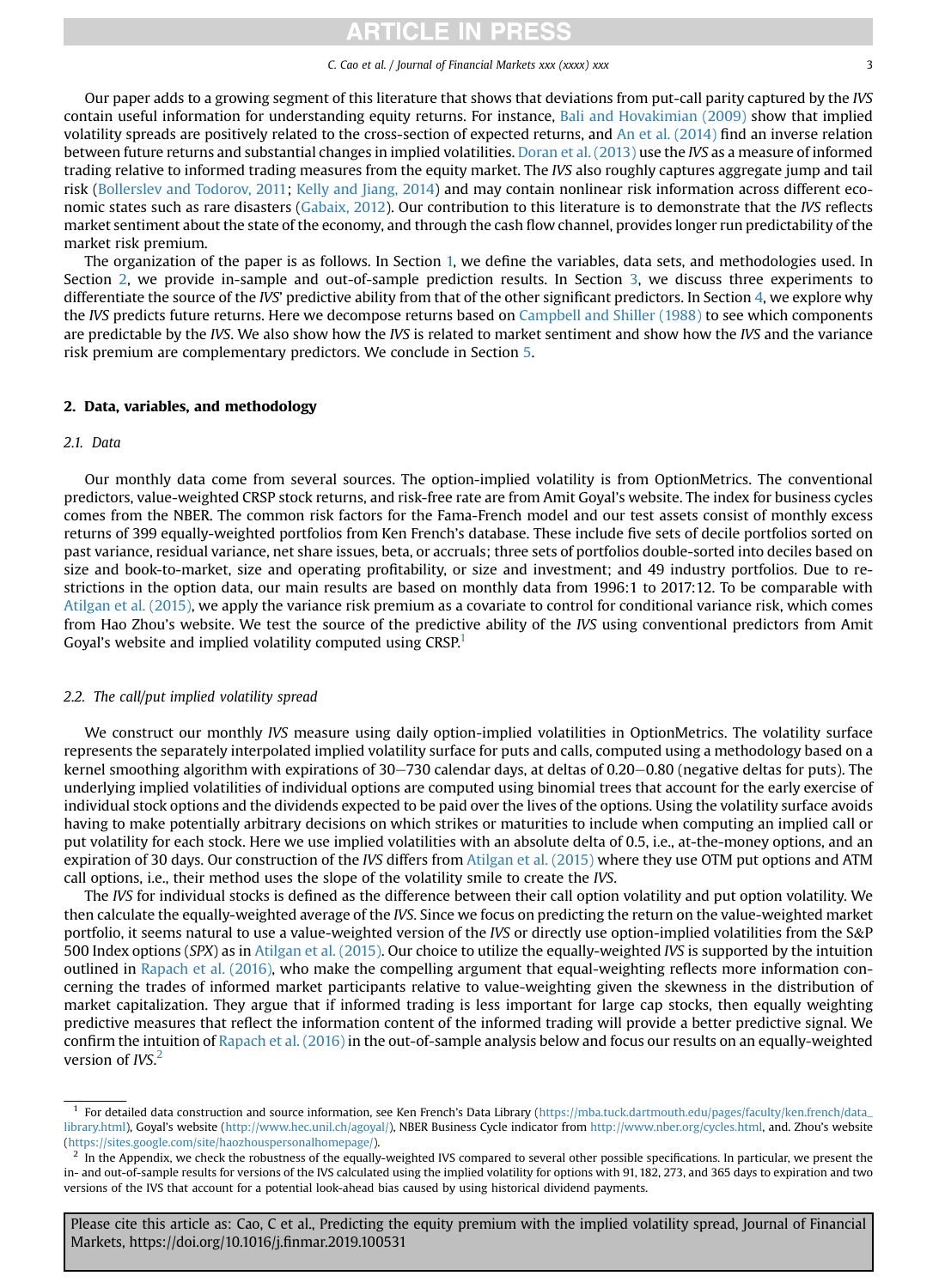Our paper adds to a growing segment of this literature that shows that deviations from put-call parity captured by the *IVS* contain useful information for understanding equity returns. For instance, Bali and Hovakimian (2009) show that implied volatility spreads are positively related to the cross-section of expected returns, and An et al. (2014) find an inverse relation between future returns and substantial changes in implied volatilities. Doran et al. (2013) use the *IVS* as a measure of informed trading relative to informed trading measures from the equity market. The *IVS* also roughly captures aggregate jump and tail risk (Bollerslev and Todorov, 2011; Kelly and Jiang, 2014) and may contain nonlinear risk information across different economic states such as rare disasters (Gabaix, 2012). Our contribution to this literature is to demonstrate that the *IVS* reflects market sentiment about the state of the economy, and through the cash flow channel, provides longer run predictability of the market risk premium.

The organization of the paper is as follows. In Section 1, we define the variables, data sets, and methodologies used. In Section 2, we provide in-sample and out-of-sample prediction results. In Section 3, we discuss three experiments to differentiate the source of the *IVS*' predictive ability from that of the other significant predictors. In Section 4, we explore why the *IVS* predicts future returns. Here we decompose returns based on Campbell and Shiller (1988) to see which components are predictable by the *IVS*. We also show how the *IVS* is related to market sentiment and show how the *IVS* and the variance risk premium are complementary predictors. We conclude in Section 5.

## 2. Data, variables, and methodology

### 2.1. Data

Our monthly data come from several sources. The option-implied volatility is from OptionMetrics. The conventional predictors, value-weighted CRSP stock returns, and risk-free rate are from Amit Goyal's website. The index for business cycles comes from the NBER. The common risk factors for the Fama-French model and our test assets consist of monthly excess returns of 399 equally-weighted portfolios from Ken French's database. These include five sets of decile portfolios sorted on past variance, residual variance, net share issues, beta, or accruals; three sets of portfolios double-sorted into deciles based on size and book-to-market, size and operating profitability, or size and investment; and 49 industry portfolios. Due to restrictions in the option data, our main results are based on monthly data from 1996:1 to 2017:12. To be comparable with Atilgan et al. (2015), we apply the variance risk premium as a covariate to control for conditional variance risk, which comes from Hao Zhou's website. We test the source of the predictive ability of the *IVS* using conventional predictors from Amit Goyal's website and implied volatility computed using CRSP.[1]

### 2.2. The call/put implied volatility spread

We construct our monthly *IVS* measure using daily option-implied volatilities in OptionMetrics. The volatility surface represents the separately interpolated implied volatility surface for puts and calls, computed using a methodology based on a kernel smoothing algorithm with expirations of 30−730 calendar days, at deltas of 0.20−0.80 (negative deltas for puts). The underlying implied volatilities of individual options are computed using binomial trees that account for the early exercise of individual stock options and the dividends expected to be paid over the lives of the options. Using the volatility surface avoids having to make potentially arbitrary decisions on which strikes or maturities to include when computing an implied call or put volatility for each stock. Here we use implied volatilities with an absolute delta of 0.5, i.e., at-the-money options, and an expiration of 30 days. Our construction of the *IVS* differs from Atilgan et al. (2015) where they use OTM put options and ATM call options, i.e., their method uses the slope of the volatility smile to create the *IVS*.

The *IVS* for individual stocks is defined as the difference between their call option volatility and put option volatility. We then calculate the equally-weighted average of the *IVS*. Since we focus on predicting the return on the value-weighted market portfolio, it seems natural to use a value-weighted version of the *IVS* or directly use option-implied volatilities from the S&P 500 Index options (*SPX*) as in Atilgan et al. (2015). Our choice to utilize the equally-weighted *IVS* is supported by the intuition outlined in Rapach et al. (2016), who make the compelling argument that equal-weighting reflects more information concerning the trades of informed market participants relative to value-weighting given the skewness in the distribution of market capitalization. They argue that if informed trading is less important for large cap stocks, then equally weighting predictive measures that reflect the information content of the informed trading will provide a better predictive signal. We confirm the intuition of Rapach et al. (2016) in the out-of-sample analysis below and focus our results on an equally-weighted version of *IVS*.[2]

---

[1] For detailed data construction and source information, see Ken French's Data Library (https://mba.tuck.dartmouth.edu/pages/faculty/ken.french/data_library.html), Goyal's website (http://www.hec.unil.ch/agoyal/), NBER Business Cycle indicator from http://www.nber.org/cycles.html, and. Zhou's website (https://sites.google.com/site/haozhouspersonalhomepage/).

[2] In the Appendix, we check the robustness of the equally-weighted IVS compared to several other possible specifications. In particular, we present the in- and out-of-sample results for versions of the IVS calculated using the implied volatility for options with 91, 182, 273, and 365 days to expiration and two versions of the IVS that account for a potential look-ahead bias caused by using historical dividend payments.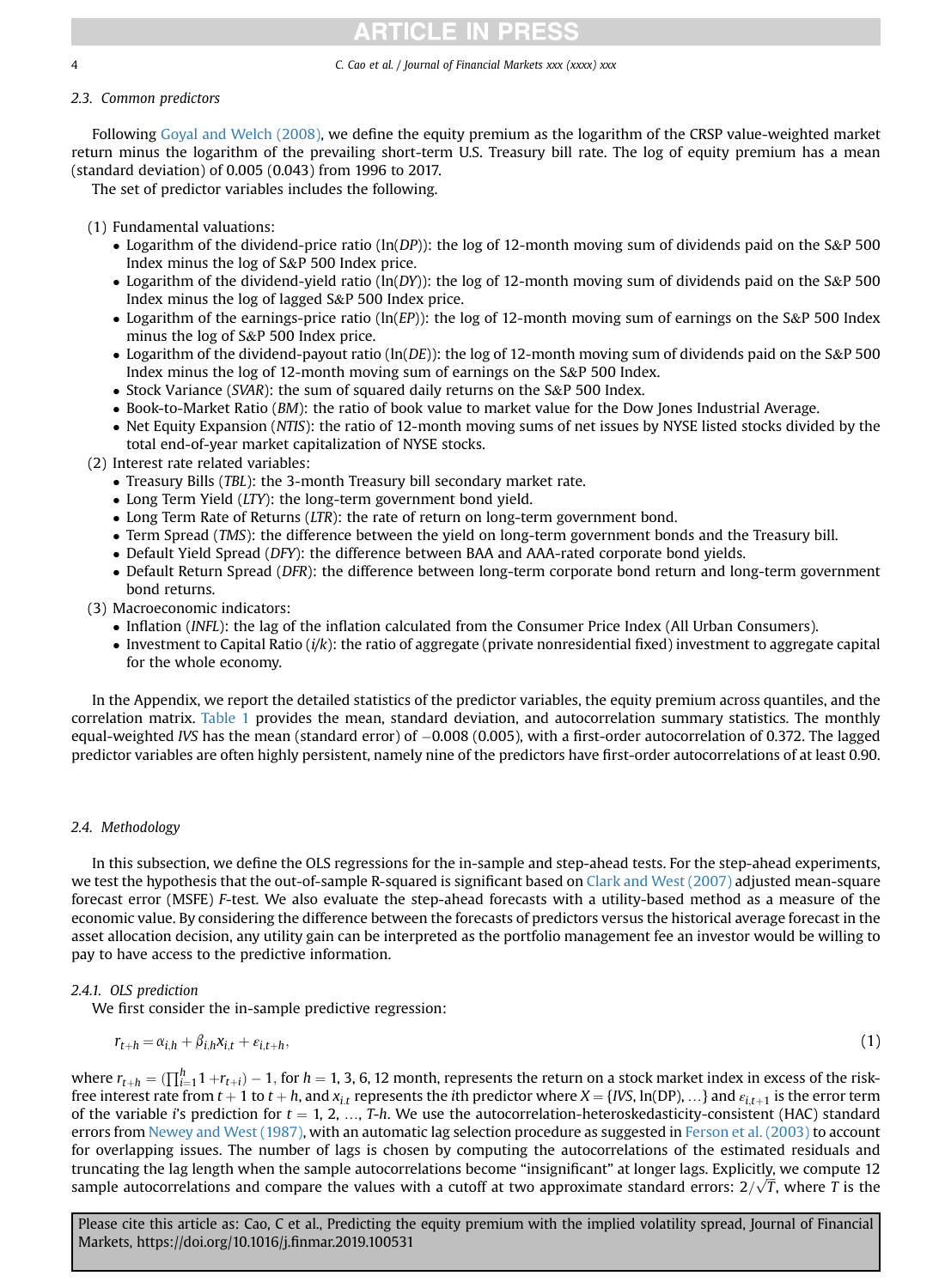### 2.3. Common predictors

Following Goyal and Welch (2008), we define the equity premium as the logarithm of the CRSP value-weighted market return minus the logarithm of the prevailing short-term U.S. Treasury bill rate. The log of equity premium has a mean (standard deviation) of 0.005 (0.043) from 1996 to 2017.

The set of predictor variables includes the following.

(1) Fundamental valuations:
- Logarithm of the dividend-price ratio (ln(*DP*)): the log of 12-month moving sum of dividends paid on the S&P 500 Index minus the log of S&P 500 Index price.
- Logarithm of the dividend-yield ratio (ln(*DY*)): the log of 12-month moving sum of dividends paid on the S&P 500 Index minus the log of lagged S&P 500 Index price.
- Logarithm of the earnings-price ratio (ln(*EP*)): the log of 12-month moving sum of earnings on the S&P 500 Index minus the log of S&P 500 Index price.
- Logarithm of the dividend-payout ratio (ln(*DE*)): the log of 12-month moving sum of dividends paid on the S&P 500 Index minus the log of 12-month moving sum of earnings on the S&P 500 Index.
- Stock Variance (*SVAR*): the sum of squared daily returns on the S&P 500 Index.
- Book-to-Market Ratio (*BM*): the ratio of book value to market value for the Dow Jones Industrial Average.
- Net Equity Expansion (*NTIS*): the ratio of 12-month moving sums of net issues by NYSE listed stocks divided by the total end-of-year market capitalization of NYSE stocks.

(2) Interest rate related variables:
- Treasury Bills (*TBL*): the 3-month Treasury bill secondary market rate.
- Long Term Yield (*LTY*): the long-term government bond yield.
- Long Term Rate of Returns (*LTR*): the rate of return on long-term government bond.
- Term Spread (*TMS*): the difference between the yield on long-term government bonds and the Treasury bill.
- Default Yield Spread (*DFY*): the difference between BAA and AAA-rated corporate bond yields.
- Default Return Spread (*DFR*): the difference between long-term corporate bond return and long-term government bond returns.

(3) Macroeconomic indicators:
- Inflation (*INFL*): the lag of the inflation calculated from the Consumer Price Index (All Urban Consumers).
- Investment to Capital Ratio (*i/k*): the ratio of aggregate (private nonresidential fixed) investment to aggregate capital for the whole economy.

In the Appendix, we report the detailed statistics of the predictor variables, the equity premium across quantiles, and the correlation matrix. Table 1 provides the mean, standard deviation, and autocorrelation summary statistics. The monthly equal-weighted *IVS* has the mean (standard error) of −0.008 (0.005), with a first-order autocorrelation of 0.372. The lagged predictor variables are often highly persistent, namely nine of the predictors have first-order autocorrelations of at least 0.90.

### 2.4. Methodology

In this subsection, we define the OLS regressions for the in-sample and step-ahead tests. For the step-ahead experiments, we test the hypothesis that the out-of-sample R-squared is significant based on Clark and West (2007) adjusted mean-square forecast error (MSFE) *F*-test. We also evaluate the step-ahead forecasts with a utility-based method as a measure of the economic value. By considering the difference between the forecasts of predictors versus the historical average forecast in the asset allocation decision, any utility gain can be interpreted as the portfolio management fee an investor would be willing to pay to have access to the predictive information.

#### 2.4.1. OLS prediction

We first consider the in-sample predictive regression:

$$r_{t+h} = \alpha_{i,h} + \beta_{i,h} x_{i,t} + \varepsilon_{i,t+h}, \tag{1}$$

where $r_{t+h} = (\prod_{i=1}^{h} 1 + r_{t+i}) - 1$, for $h = 1, 3, 6, 12$ month, represents the return on a stock market index in excess of the risk-free interest rate from $t+1$ to $t+h$, and $x_{i,t}$ represents the $i$th predictor where $X = \{IVS, \ln(\text{DP}), \ldots\}$ and $\varepsilon_{i,t+1}$ is the error term of the variable $i$'s prediction for $t = 1, 2, \ldots, T\text{-}h$. We use the autocorrelation-heteroskedasticity-consistent (HAC) standard errors from Newey and West (1987), with an automatic lag selection procedure as suggested in Ferson et al. (2003) to account for overlapping issues. The number of lags is chosen by computing the autocorrelations of the estimated residuals and truncating the lag length when the sample autocorrelations become "insignificant" at longer lags. Explicitly, we compute 12 sample autocorrelations and compare the values with a cutoff at two approximate standard errors: $2/\sqrt{T}$, where $T$ is the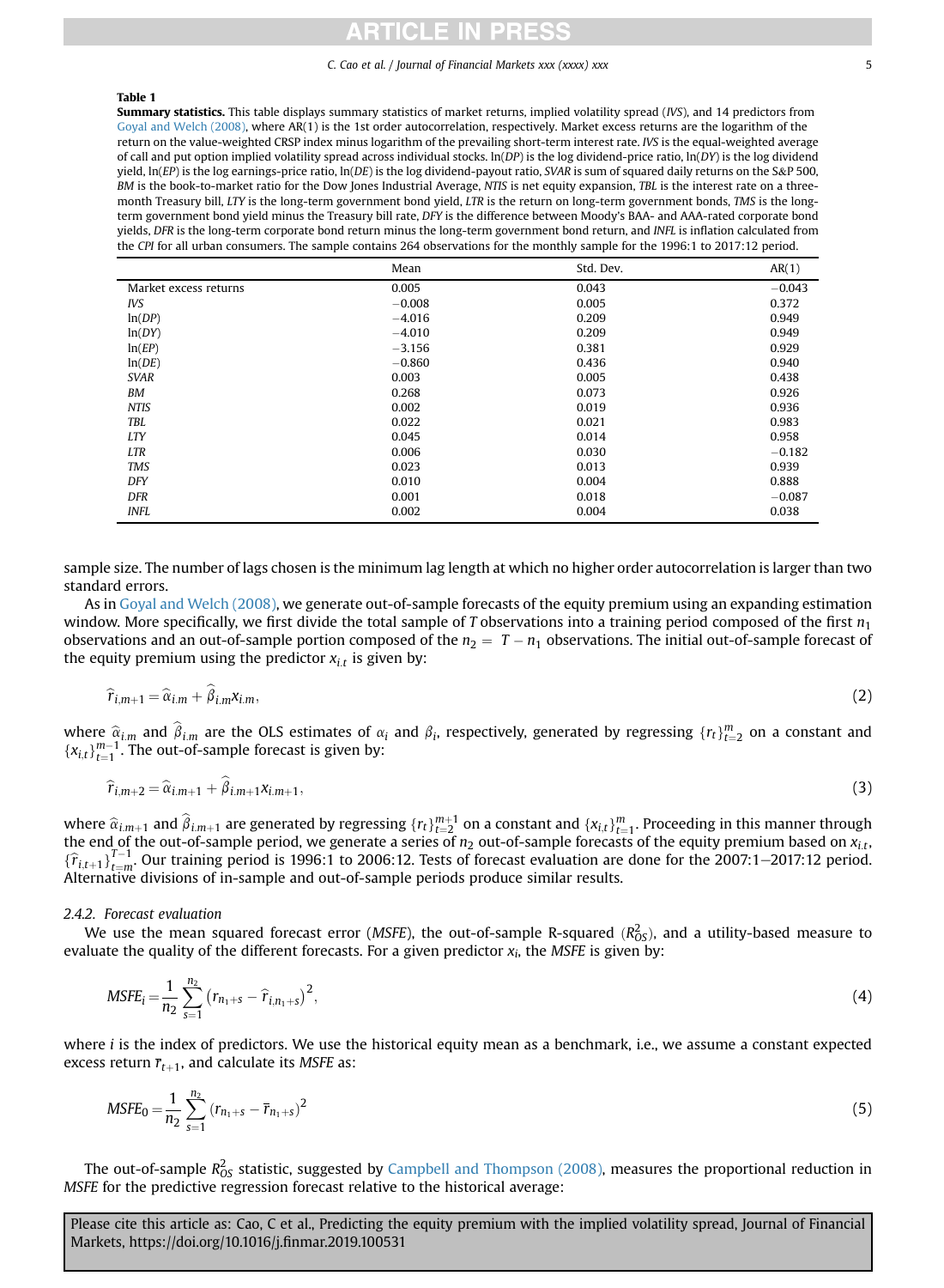**Table 1**

**Summary statistics.** This table displays summary statistics of market returns, implied volatility spread (*IVS*), and 14 predictors from Goyal and Welch (2008), where AR(1) is the 1st order autocorrelation, respectively. Market excess returns are the logarithm of the return on the value-weighted CRSP index minus logarithm of the prevailing short-term interest rate. *IVS* is the equal-weighted average of call and put option implied volatility spread across individual stocks. ln(*DP*) is the log dividend-price ratio, ln(*DY*) is the log dividend yield, ln(*EP*) is the log earnings-price ratio, ln(*DE*) is the log dividend-payout ratio, *SVAR* is sum of squared daily returns on the S&P 500, *BM* is the book-to-market ratio for the Dow Jones Industrial Average, *NTIS* is net equity expansion, *TBL* is the interest rate on a three-month Treasury bill, *LTY* is the long-term government bond yield, *LTR* is the return on long-term government bonds, *TMS* is the long-term government bond yield minus the Treasury bill rate, *DFY* is the difference between Moody's BAA- and AAA-rated corporate bond yields, *DFR* is the long-term corporate bond return minus the long-term government bond return, and *INFL* is inflation calculated from the *CPI* for all urban consumers. The sample contains 264 observations for the monthly sample for the 1996:1 to 2017:12 period.

| | Mean | Std. Dev. | AR(1) |
|---|---|---|---|
| Market excess returns | 0.005 | 0.043 | −0.043 |
| *IVS* | −0.008 | 0.005 | 0.372 |
| ln(*DP*) | −4.016 | 0.209 | 0.949 |
| ln(*DY*) | −4.010 | 0.209 | 0.949 |
| ln(*EP*) | −3.156 | 0.381 | 0.929 |
| ln(*DE*) | −0.860 | 0.436 | 0.940 |
| *SVAR* | 0.003 | 0.005 | 0.438 |
| *BM* | 0.268 | 0.073 | 0.926 |
| *NTIS* | 0.002 | 0.019 | 0.936 |
| *TBL* | 0.022 | 0.021 | 0.983 |
| *LTY* | 0.045 | 0.014 | 0.958 |
| *LTR* | 0.006 | 0.030 | −0.182 |
| *TMS* | 0.023 | 0.013 | 0.939 |
| *DFY* | 0.010 | 0.004 | 0.888 |
| *DFR* | 0.001 | 0.018 | −0.087 |
| *INFL* | 0.002 | 0.004 | 0.038 |

sample size. The number of lags chosen is the minimum lag length at which no higher order autocorrelation is larger than two standard errors.

As in Goyal and Welch (2008), we generate out-of-sample forecasts of the equity premium using an expanding estimation window. More specifically, we first divide the total sample of $T$ observations into a training period composed of the first $n_1$ observations and an out-of-sample portion composed of the $n_2 = T - n_1$ observations. The initial out-of-sample forecast of the equity premium using the predictor $x_{i,t}$ is given by:

$$\widehat{r}_{i,m+1} = \widehat{\alpha}_{i,m} + \widehat{\beta}_{i,m} x_{i,m}, \tag{2}$$

where $\widehat{\alpha}_{i,m}$ and $\widehat{\beta}_{i,m}$ are the OLS estimates of $\alpha_i$ and $\beta_i$, respectively, generated by regressing $\{r_t\}_{t=2}^{m}$ on a constant and $\{x_{i,t}\}_{t=1}^{m-1}$. The out-of-sample forecast is given by:

$$\widehat{r}_{i,m+2} = \widehat{\alpha}_{i,m+1} + \widehat{\beta}_{i,m+1} x_{i,m+1}, \tag{3}$$

where $\widehat{\alpha}_{i,m+1}$ and $\widehat{\beta}_{i,m+1}$ are generated by regressing $\{r_t\}_{t=2}^{m+1}$ on a constant and $\{x_{i,t}\}_{t=1}^{m}$. Proceeding in this manner through the end of the out-of-sample period, we generate a series of $n_2$ out-of-sample forecasts of the equity premium based on $x_{i,t}$, $\{\widehat{r}_{i,t+1}\}_{t=m}^{T-1}$. Our training period is 1996:1 to 2006:12. Tests of forecast evaluation are done for the 2007:1−2017:12 period. Alternative divisions of in-sample and out-of-sample periods produce similar results.

### 2.4.2. Forecast evaluation

We use the mean squared forecast error (*MSFE*), the out-of-sample R-squared ($R^2_{OS}$), and a utility-based measure to evaluate the quality of the different forecasts. For a given predictor $x_i$, the *MSFE* is given by:

$$MSFE_i = \frac{1}{n_2} \sum_{s=1}^{n_2} \left( r_{n_1+s} - \widehat{r}_{i,n_1+s} \right)^2, \tag{4}$$

where $i$ is the index of predictors. We use the historical equity mean as a benchmark, i.e., we assume a constant expected excess return $\overline{r}_{t+1}$, and calculate its *MSFE* as:

$$MSFE_0 = \frac{1}{n_2} \sum_{s=1}^{n_2} \left( r_{n_1+s} - \overline{r}_{n_1+s} \right)^2 \tag{5}$$

The out-of-sample $R^2_{OS}$ statistic, suggested by Campbell and Thompson (2008), measures the proportional reduction in *MSFE* for the predictive regression forecast relative to the historical average: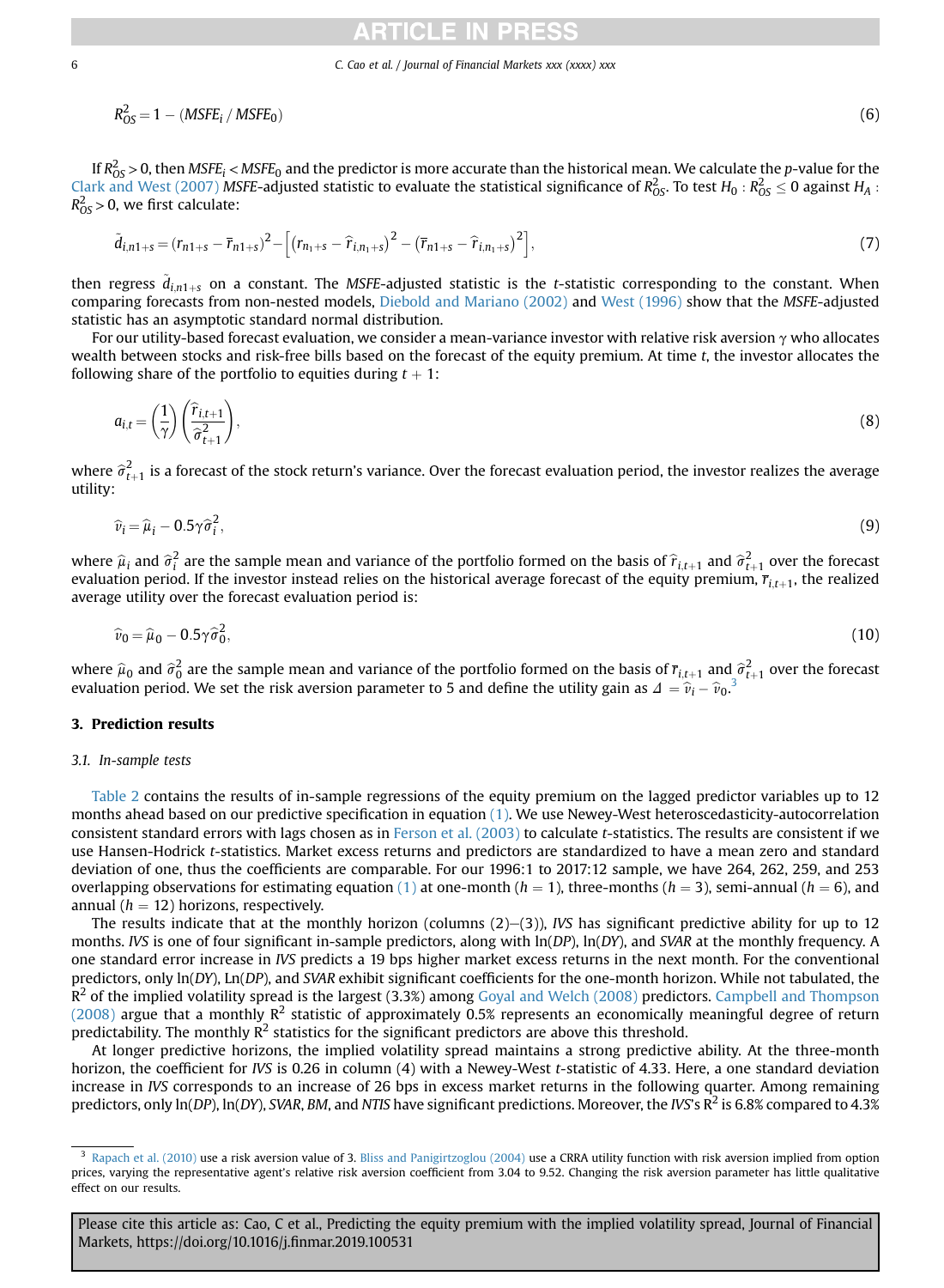$$R_{OS}^2 = 1 - (MSFE_i \, / \, MSFE_0) \tag{6}$$

If $R_{OS}^2 > 0$, then $MSFE_i < MSFE_0$ and the predictor is more accurate than the historical mean. We calculate the *p*-value for the Clark and West (2007) *MSFE*-adjusted statistic to evaluate the statistical significance of $R_{OS}^2$. To test $H_0 : R_{OS}^2 \leq 0$ against $H_A : R_{OS}^2 > 0$, we first calculate:

$$\tilde{d}_{i,n1+s} = (r_{n1+s} - \overline{r}_{n1+s})^2 - \left[ \left( r_{n_1+s} - \widehat{r}_{i,n_1+s} \right)^2 - \left( \overline{r}_{n1+s} - \widehat{r}_{i,n_1+s} \right)^2 \right], \tag{7}$$

then regress $\tilde{d}_{i,n1+s}$ on a constant. The *MSFE*-adjusted statistic is the *t*-statistic corresponding to the constant. When comparing forecasts from non-nested models, Diebold and Mariano (2002) and West (1996) show that the *MSFE*-adjusted statistic has an asymptotic standard normal distribution.

For our utility-based forecast evaluation, we consider a mean-variance investor with relative risk aversion $\gamma$ who allocates wealth between stocks and risk-free bills based on the forecast of the equity premium. At time *t*, the investor allocates the following share of the portfolio to equities during $t+1$:

$$a_{i,t} = \left( \frac{1}{\gamma} \right) \left( \frac{\widehat{r}_{i,t+1}}{\widehat{\sigma}_{t+1}^2} \right), \tag{8}$$

where $\widehat{\sigma}_{t+1}^2$ is a forecast of the stock return's variance. Over the forecast evaluation period, the investor realizes the average utility:

$$\widehat{v}_i = \widehat{\mu}_i - 0.5\gamma\widehat{\sigma}_i^2, \tag{9}$$

where $\widehat{\mu}_i$ and $\widehat{\sigma}_i^2$ are the sample mean and variance of the portfolio formed on the basis of $\widehat{r}_{i,t+1}$ and $\widehat{\sigma}_{t+1}^2$ over the forecast evaluation period. If the investor instead relies on the historical average forecast of the equity premium, $\overline{r}_{i,t+1}$, the realized average utility over the forecast evaluation period is:

$$\widehat{v}_0 = \widehat{\mu}_0 - 0.5\gamma\widehat{\sigma}_0^2, \tag{10}$$

where $\widehat{\mu}_0$ and $\widehat{\sigma}_0^2$ are the sample mean and variance of the portfolio formed on the basis of $\overline{r}_{i,t+1}$ and $\widehat{\sigma}_{t+1}^2$ over the forecast evaluation period. We set the risk aversion parameter to 5 and define the utility gain as $\Delta = \widehat{v}_i - \widehat{v}_0$.[3]

## 3. Prediction results

### 3.1. In-sample tests

Table 2 contains the results of in-sample regressions of the equity premium on the lagged predictor variables up to 12 months ahead based on our predictive specification in equation (1). We use Newey-West heteroscedasticity-autocorrelation consistent standard errors with lags chosen as in Ferson et al. (2003) to calculate *t*-statistics. The results are consistent if we use Hansen-Hodrick *t*-statistics. Market excess returns and predictors are standardized to have a mean zero and standard deviation of one, thus the coefficients are comparable. For our 1996:1 to 2017:12 sample, we have 264, 262, 259, and 253 overlapping observations for estimating equation (1) at one-month ($h = 1$), three-months ($h = 3$), semi-annual ($h = 6$), and annual ($h = 12$) horizons, respectively.

The results indicate that at the monthly horizon (columns (2)–(3)), *IVS* has significant predictive ability for up to 12 months. *IVS* is one of four significant in-sample predictors, along with ln(*DP*), ln(*DY*), and *SVAR* at the monthly frequency. A one standard error increase in *IVS* predicts a 19 bps higher market excess returns in the next month. For the conventional predictors, only ln(*DY*), Ln(*DP*), and *SVAR* exhibit significant coefficients for the one-month horizon. While not tabulated, the $R^2$ of the implied volatility spread is the largest (3.3%) among Goyal and Welch (2008) predictors. Campbell and Thompson (2008) argue that a monthly $R^2$ statistic of approximately 0.5% represents an economically meaningful degree of return predictability. The monthly $R^2$ statistics for the significant predictors are above this threshold.

At longer predictive horizons, the implied volatility spread maintains a strong predictive ability. At the three-month horizon, the coefficient for *IVS* is 0.26 in column (4) with a Newey-West *t*-statistic of 4.33. Here, a one standard deviation increase in *IVS* corresponds to an increase of 26 bps in excess market returns in the following quarter. Among remaining predictors, only ln(*DP*), ln(*DY*), *SVAR*, *BM*, and *NTIS* have significant predictions. Moreover, the *IVS*'s $R^2$ is 6.8% compared to 4.3%

[3] Rapach et al. (2010) use a risk aversion value of 3. Bliss and Panigirtzoglou (2004) use a CRRA utility function with risk aversion implied from option prices, varying the representative agent's relative risk aversion coefficient from 3.04 to 9.52. Changing the risk aversion parameter has little qualitative effect on our results.

Please cite this article as: Cao, C et al., Predicting the equity premium with the implied volatility spread, Journal of Financial Markets, https://doi.org/10.1016/j.finmar.2019.100531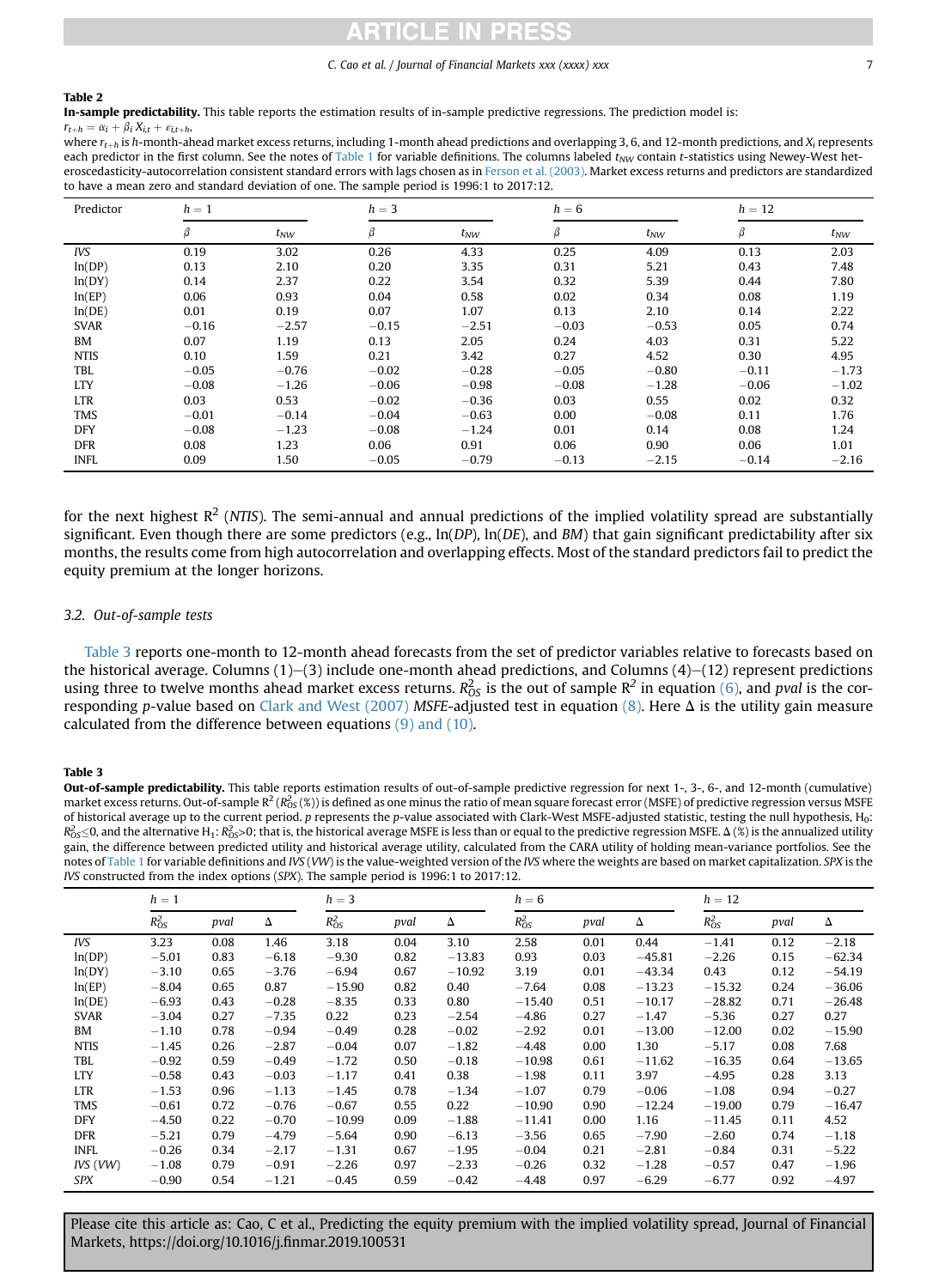**Table 2**

**In-sample predictability.** This table reports the estimation results of in-sample predictive regressions. The prediction model is:

$r_{t+h} = \alpha_i + \beta_i X_{i,t} + \varepsilon_{i,t+h}$,

where $r_{t+h}$ is $h$-month-ahead market excess returns, including 1-month ahead predictions and overlapping 3, 6, and 12-month predictions, and $X_i$ represents each predictor in the first column. See the notes of Table 1 for variable definitions. The columns labeled $t_{NW}$ contain t-statistics using Newey-West heteroscedasticity-autocorrelation consistent standard errors with lags chosen as in Ferson et al. (2003). Market excess returns and predictors are standardized to have a mean zero and standard deviation of one. The sample period is 1996:1 to 2017:12.

| Predictor | $h=1$ | | $h=3$ | | $h=6$ | | $h=12$ | |
|---|---|---|---|---|---|---|---|---|
| | $\beta$ | $t_{NW}$ | $\beta$ | $t_{NW}$ | $\beta$ | $t_{NW}$ | $\beta$ | $t_{NW}$ |
| *IVS* | 0.19 | 3.02 | 0.26 | 4.33 | 0.25 | 4.09 | 0.13 | 2.03 |
| ln(DP) | 0.13 | 2.10 | 0.20 | 3.35 | 0.31 | 5.21 | 0.43 | 7.48 |
| ln(DY) | 0.14 | 2.37 | 0.22 | 3.54 | 0.32 | 5.39 | 0.44 | 7.80 |
| ln(EP) | 0.06 | 0.93 | 0.04 | 0.58 | 0.02 | 0.34 | 0.08 | 1.19 |
| ln(DE) | 0.01 | 0.19 | 0.07 | 1.07 | 0.13 | 2.10 | 0.14 | 2.22 |
| SVAR | −0.16 | −2.57 | −0.15 | −2.51 | −0.03 | −0.53 | 0.05 | 0.74 |
| BM | 0.07 | 1.19 | 0.13 | 2.05 | 0.24 | 4.03 | 0.31 | 5.22 |
| NTIS | 0.10 | 1.59 | 0.21 | 3.42 | 0.27 | 4.52 | 0.30 | 4.95 |
| TBL | −0.05 | −0.76 | −0.02 | −0.28 | −0.05 | −0.80 | −0.11 | −1.73 |
| LTY | −0.08 | −1.26 | −0.06 | −0.98 | −0.08 | −1.28 | −0.06 | −1.02 |
| LTR | 0.03 | 0.53 | −0.02 | −0.36 | 0.03 | 0.55 | 0.02 | 0.32 |
| TMS | −0.01 | −0.14 | −0.04 | −0.63 | 0.00 | −0.08 | 0.11 | 1.76 |
| DFY | −0.08 | −1.23 | −0.08 | −1.24 | 0.01 | 0.14 | 0.08 | 1.24 |
| DFR | 0.08 | 1.23 | 0.06 | 0.91 | 0.06 | 0.90 | 0.06 | 1.01 |
| INFL | 0.09 | 1.50 | −0.05 | −0.79 | −0.13 | −2.15 | −0.14 | −2.16 |

for the next highest $R^2$ (*NTIS*). The semi-annual and annual predictions of the implied volatility spread are substantially significant. Even though there are some predictors (e.g., ln(*DP*), ln(*DE*), and *BM*) that gain significant predictability after six months, the results come from high autocorrelation and overlapping effects. Most of the standard predictors fail to predict the equity premium at the longer horizons.

### 3.2. Out-of-sample tests

Table 3 reports one-month to 12-month ahead forecasts from the set of predictor variables relative to forecasts based on the historical average. Columns (1)–(3) include one-month ahead predictions, and Columns (4)–(12) represent predictions using three to twelve months ahead market excess returns. $R^2_{OS}$ is the out of sample $R^2$ in equation (6), and *pval* is the corresponding *p*-value based on Clark and West (2007) *MSFE*-adjusted test in equation (8). Here Δ is the utility gain measure calculated from the difference between equations (9) and (10).

**Table 3**

**Out-of-sample predictability.** This table reports estimation results of out-of-sample predictive regression for next 1-, 3-, 6-, and 12-month (cumulative) market excess returns. Out-of-sample $R^2$ ($R^2_{OS}$ (%)) is defined as one minus the ratio of mean square forecast error (MSFE) of predictive regression versus MSFE of historical average up to the current period. *p* represents the *p*-value associated with Clark-West MSFE-adjusted statistic, testing the null hypothesis, $H_0$: $R^2_{OS} \leq 0$, and the alternative $H_1$: $R^2_{OS} > 0$; that is, the historical average MSFE is less than or equal to the predictive regression MSFE. Δ (%) is the annualized utility gain, the difference between predicted utility and historical average utility, calculated from the CARA utility of holding mean-variance portfolios. See the notes of Table 1 for variable definitions and *IVS* (*VW*) is the value-weighted version of the *IVS* where the weights are based on market capitalization. *SPX* is the *IVS* constructed from the index options (*SPX*). The sample period is 1996:1 to 2017:12.

| | $h=1$ | | | $h=3$ | | | $h=6$ | | | $h=12$ | | |
|---|---|---|---|---|---|---|---|---|---|---|---|---|
| | $R^2_{OS}$ | *pval* | Δ | $R^2_{OS}$ | *pval* | Δ | $R^2_{OS}$ | *pval* | Δ | $R^2_{OS}$ | *pval* | Δ |
| *IVS* | 3.23 | 0.08 | 1.46 | 3.18 | 0.04 | 3.10 | 2.58 | 0.01 | 0.44 | −1.41 | 0.12 | −2.18 |
| ln(DP) | −5.01 | 0.83 | −6.18 | −9.30 | 0.82 | −13.83 | 0.93 | 0.03 | −45.81 | −2.26 | 0.15 | −62.34 |
| ln(DY) | −3.10 | 0.65 | −3.76 | −6.94 | 0.67 | −10.92 | 3.19 | 0.01 | −43.34 | 0.43 | 0.12 | −54.19 |
| ln(EP) | −8.04 | 0.65 | 0.87 | −15.90 | 0.82 | 0.40 | −7.64 | 0.08 | −13.23 | −15.32 | 0.24 | −36.06 |
| ln(DE) | −6.93 | 0.43 | −0.28 | −8.35 | 0.33 | 0.80 | −15.40 | 0.51 | −10.17 | −28.82 | 0.71 | −26.48 |
| SVAR | −3.04 | 0.27 | −7.35 | 0.22 | 0.23 | −2.54 | −4.86 | 0.27 | −1.47 | −5.36 | 0.27 | 0.27 |
| BM | −1.10 | 0.78 | −0.94 | −0.49 | 0.28 | −0.02 | −2.92 | 0.01 | −13.00 | −12.00 | 0.02 | −15.90 |
| NTIS | −1.45 | 0.26 | −2.87 | −0.04 | 0.07 | −1.82 | −4.48 | 0.00 | 1.30 | −5.17 | 0.08 | 7.68 |
| TBL | −0.92 | 0.59 | −0.49 | −1.72 | 0.50 | −0.18 | −10.98 | 0.61 | −11.62 | −16.35 | 0.64 | −13.65 |
| LTY | −0.58 | 0.43 | −0.03 | −1.17 | 0.41 | 0.38 | −1.98 | 0.11 | 3.97 | −4.95 | 0.28 | 3.13 |
| LTR | −1.53 | 0.96 | −1.13 | −1.45 | 0.78 | −1.34 | −1.07 | 0.79 | −0.06 | −1.08 | 0.94 | −0.27 |
| TMS | −0.61 | 0.72 | −0.76 | −0.67 | 0.55 | 0.22 | −10.90 | 0.90 | −12.24 | −19.00 | 0.79 | −16.47 |
| DFY | −4.50 | 0.22 | −0.70 | −10.99 | 0.09 | −1.88 | −11.41 | 0.00 | 1.16 | −11.45 | 0.11 | 4.52 |
| DFR | −5.21 | 0.79 | −4.79 | −5.64 | 0.90 | −6.13 | −3.56 | 0.65 | −7.90 | −2.60 | 0.74 | −1.18 |
| INFL | −0.26 | 0.34 | −2.17 | −1.31 | 0.67 | −1.95 | −0.04 | 0.21 | −2.81 | −0.84 | 0.31 | −5.22 |
| *IVS* (*VW*) | −1.08 | 0.79 | −0.91 | −2.26 | 0.97 | −2.33 | −0.26 | 0.32 | −1.28 | −0.57 | 0.47 | −1.96 |
| *SPX* | −0.90 | 0.54 | −1.21 | −0.45 | 0.59 | −0.42 | −4.48 | 0.97 | −6.29 | −6.77 | 0.92 | −4.97 |

Please cite this article as: Cao, C et al., Predicting the equity premium with the implied volatility spread, Journal of Financial Markets, https://doi.org/10.1016/j.finmar.2019.100531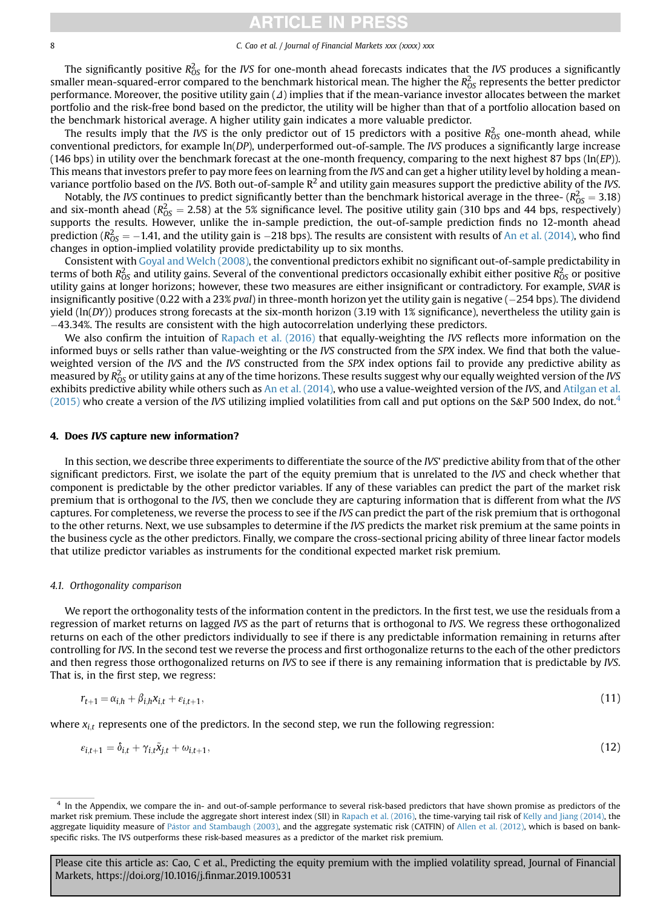The significantly positive $R^2_{OS}$ for the *IVS* for one-month ahead forecasts indicates that the *IVS* produces a significantly smaller mean-squared-error compared to the benchmark historical mean. The higher the $R^2_{OS}$ represents the better predictor performance. Moreover, the positive utility gain ($\Delta$) implies that if the mean-variance investor allocates between the market portfolio and the risk-free bond based on the predictor, the utility will be higher than that of a portfolio allocation based on the benchmark historical average. A higher utility gain indicates a more valuable predictor.

The results imply that the *IVS* is the only predictor out of 15 predictors with a positive $R^2_{OS}$ one-month ahead, while conventional predictors, for example ln(*DP*), underperformed out-of-sample. The *IVS* produces a significantly large increase (146 bps) in utility over the benchmark forecast at the one-month frequency, comparing to the next highest 87 bps (ln(*EP*)). This means that investors prefer to pay more fees on learning from the *IVS* and can get a higher utility level by holding a mean-variance portfolio based on the *IVS*. Both out-of-sample $R^2$ and utility gain measures support the predictive ability of the *IVS*.

Notably, the *IVS* continues to predict significantly better than the benchmark historical average in the three- ($R^2_{OS} = 3.18$) and six-month ahead ($R^2_{OS} = 2.58$) at the 5% significance level. The positive utility gain (310 bps and 44 bps, respectively) supports the results. However, unlike the in-sample prediction, the out-of-sample prediction finds no 12-month ahead prediction ($R^2_{OS} = -1.41$, and the utility gain is −218 bps). The results are consistent with results of An et al. (2014), who find changes in option-implied volatility provide predictability up to six months.

Consistent with Goyal and Welch (2008), the conventional predictors exhibit no significant out-of-sample predictability in terms of both $R^2_{OS}$ and utility gains. Several of the conventional predictors occasionally exhibit either positive $R^2_{OS}$ or positive utility gains at longer horizons; however, these two measures are either insignificant or contradictory. For example, *SVAR* is insignificantly positive (0.22 with a 23% *pval*) in three-month horizon yet the utility gain is negative (−254 bps). The dividend yield (ln(*DY*)) produces strong forecasts at the six-month horizon (3.19 with 1% significance), nevertheless the utility gain is −43.34%. The results are consistent with the high autocorrelation underlying these predictors.

We also confirm the intuition of Rapach et al. (2016) that equally-weighting the *IVS* reflects more information on the informed buys or sells rather than value-weighting or the *IVS* constructed from the *SPX* index. We find that both the value-weighted version of the *IVS* and the *IVS* constructed from the *SPX* index options fail to provide any predictive ability as measured by $R^2_{OS}$ or utility gains at any of the time horizons. These results suggest why our equally weighted version of the *IVS* exhibits predictive ability while others such as An et al. (2014), who use a value-weighted version of the *IVS*, and Atilgan et al. (2015) who create a version of the *IVS* utilizing implied volatilities from call and put options on the S&P 500 Index, do not.[4]

## 4. Does *IVS* capture new information?

In this section, we describe three experiments to differentiate the source of the *IVS*' predictive ability from that of the other significant predictors. First, we isolate the part of the equity premium that is unrelated to the *IVS* and check whether that component is predictable by the other predictor variables. If any of these variables can predict the part of the market risk premium that is orthogonal to the *IVS*, then we conclude they are capturing information that is different from what the *IVS* captures. For completeness, we reverse the process to see if the *IVS* can predict the part of the risk premium that is orthogonal to the other returns. Next, we use subsamples to determine if the *IVS* predicts the market risk premium at the same points in the business cycle as the other predictors. Finally, we compare the cross-sectional pricing ability of three linear factor models that utilize predictor variables as instruments for the conditional expected market risk premium.

### 4.1. Orthogonality comparison

We report the orthogonality tests of the information content in the predictors. In the first test, we use the residuals from a regression of market returns on lagged *IVS* as the part of returns that is orthogonal to *IVS*. We regress these orthogonalized returns on each of the other predictors individually to see if there is any predictable information remaining in returns after controlling for *IVS*. In the second test we reverse the process and first orthogonalize returns to the each of the other predictors and then regress those orthogonalized returns on *IVS* to see if there is any remaining information that is predictable by *IVS*. That is, in the first step, we regress:

$$r_{t+1} = \alpha_{i,h} + \beta_{i,h} x_{i,t} + \varepsilon_{i,t+1}, \tag{11}$$

where $x_{i,t}$ represents one of the predictors. In the second step, we run the following regression:

$$\varepsilon_{i,t+1} = \delta_{i,t} + \gamma_{i,t} \tilde{x}_{j,t} + \omega_{i,t+1}, \tag{12}$$

[4] In the Appendix, we compare the in- and out-of-sample performance to several risk-based predictors that have shown promise as predictors of the market risk premium. These include the aggregate short interest index (SII) in Rapach et al. (2016), the time-varying tail risk of Kelly and Jiang (2014), the aggregate liquidity measure of Pástor and Stambaugh (2003), and the aggregate systematic risk (CATFIN) of Allen et al. (2012), which is based on bank-specific risks. The IVS outperforms these risk-based measures as a predictor of the market risk premium.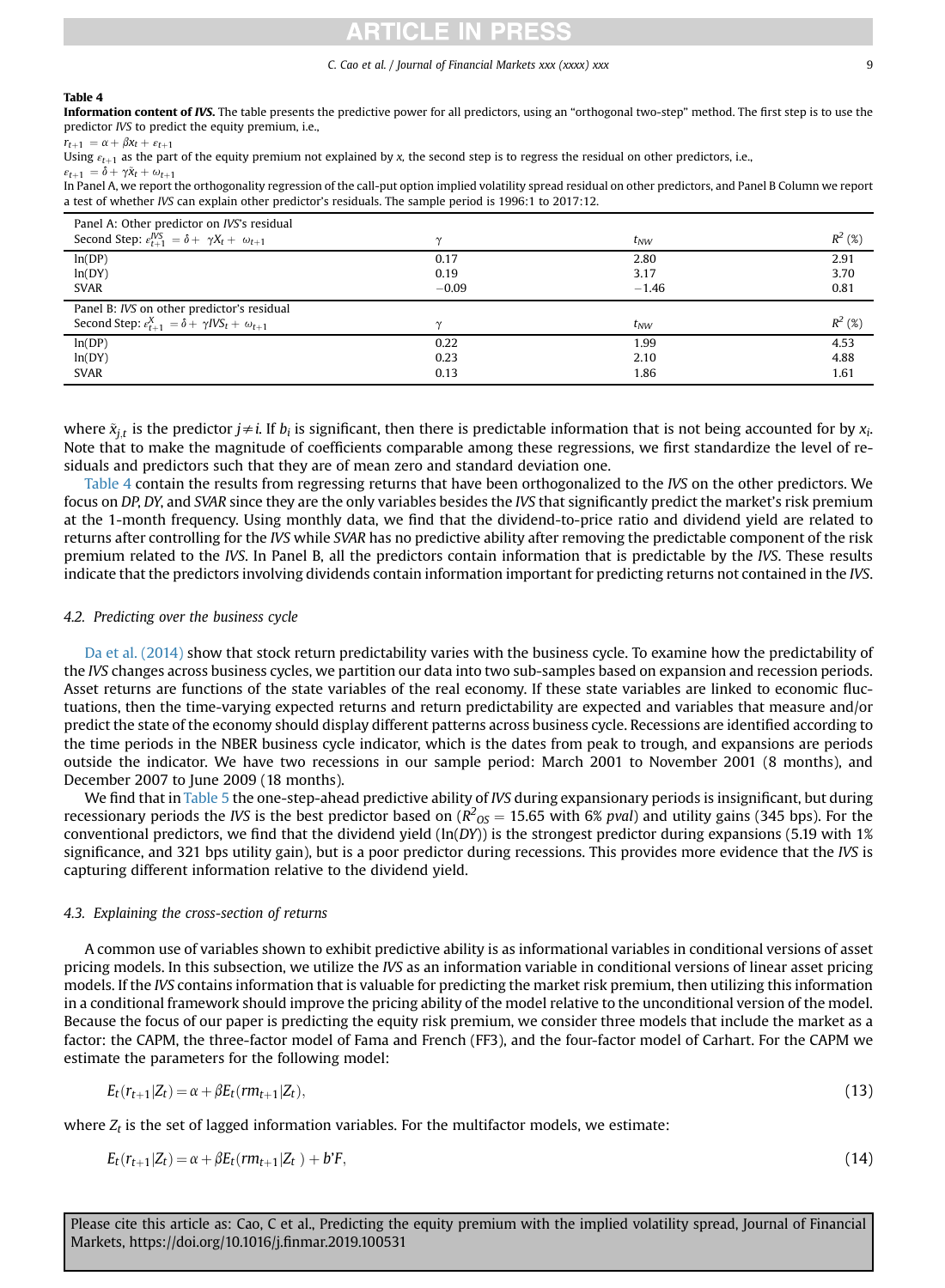**Table 4**

**Information content of *IVS*.** The table presents the predictive power for all predictors, using an "orthogonal two-step" method. The first step is to use the predictor *IVS* to predict the equity premium, i.e.,

$r_{t+1} = \alpha + \beta x_t + \varepsilon_{t+1}$

Using $\varepsilon_{t+1}$ as the part of the equity premium not explained by x, the second step is to regress the residual on other predictors, i.e.,

$\varepsilon_{t+1} = \delta + \gamma \tilde{x}_t + \omega_{t+1}$

In Panel A, we report the orthogonality regression of the call-put option implied volatility spread residual on other predictors, and Panel B Column we report a test of whether *IVS* can explain other predictor's residuals. The sample period is 1996:1 to 2017:12.

| Panel A: Other predictor on *IVS*'s residual<br>Second Step: $\varepsilon_{t+1}^{IVS} = \delta + \gamma X_t + \omega_{t+1}$ | $\gamma$ | $t_{NW}$ | $R^2$ (%) |
|---|---|---|---|
| ln(DP) | 0.17 | 2.80 | 2.91 |
| ln(DY) | 0.19 | 3.17 | 3.70 |
| SVAR | −0.09 | −1.46 | 0.81 |
| **Panel B: *IVS* on other predictor's residual**<br>**Second Step: $\varepsilon_{t+1}^{X} = \delta + \gamma IVS_t + \omega_{t+1}$** | **$\gamma$** | **$t_{NW}$** | **$R^2$ (%)** |
| ln(DP) | 0.22 | 1.99 | 4.53 |
| ln(DY) | 0.23 | 2.10 | 4.88 |
| SVAR | 0.13 | 1.86 | 1.61 |

where $\tilde{x}_{j,t}$ is the predictor $j \neq i$. If $b_i$ is significant, then there is predictable information that is not being accounted for by $x_i$. Note that to make the magnitude of coefficients comparable among these regressions, we first standardize the level of residuals and predictors such that they are of mean zero and standard deviation one.

Table 4 contain the results from regressing returns that have been orthogonalized to the *IVS* on the other predictors. We focus on *DP*, *DY*, and *SVAR* since they are the only variables besides the *IVS* that significantly predict the market's risk premium at the 1-month frequency. Using monthly data, we find that the dividend-to-price ratio and dividend yield are related to returns after controlling for the *IVS* while *SVAR* has no predictive ability after removing the predictable component of the risk premium related to the *IVS*. In Panel B, all the predictors contain information that is predictable by the *IVS*. These results indicate that the predictors involving dividends contain information important for predicting returns not contained in the *IVS*.

### 4.2. Predicting over the business cycle

Da et al. (2014) show that stock return predictability varies with the business cycle. To examine how the predictability of the *IVS* changes across business cycles, we partition our data into two sub-samples based on expansion and recession periods. Asset returns are functions of the state variables of the real economy. If these state variables are linked to economic fluctuations, then the time-varying expected returns and return predictability are expected and variables that measure and/or predict the state of the economy should display different patterns across business cycle. Recessions are identified according to the time periods in the NBER business cycle indicator, which is the dates from peak to trough, and expansions are periods outside the indicator. We have two recessions in our sample period: March 2001 to November 2001 (8 months), and December 2007 to June 2009 (18 months).

We find that in Table 5 the one-step-ahead predictive ability of *IVS* during expansionary periods is insignificant, but during recessionary periods the *IVS* is the best predictor based on ($R^2_{OS} = 15.65$ with 6% *pval*) and utility gains (345 bps). For the conventional predictors, we find that the dividend yield (ln(*DY*)) is the strongest predictor during expansions (5.19 with 1% significance, and 321 bps utility gain), but is a poor predictor during recessions. This provides more evidence that the *IVS* is capturing different information relative to the dividend yield.

### 4.3. Explaining the cross-section of returns

A common use of variables shown to exhibit predictive ability is as informational variables in conditional versions of asset pricing models. In this subsection, we utilize the *IVS* as an information variable in conditional versions of linear asset pricing models. If the *IVS* contains information that is valuable for predicting the market risk premium, then utilizing this information in a conditional framework should improve the pricing ability of the model relative to the unconditional version of the model. Because the focus of our paper is predicting the equity risk premium, we consider three models that include the market as a factor: the CAPM, the three-factor model of Fama and French (FF3), and the four-factor model of Carhart. For the CAPM we estimate the parameters for the following model:

$$E_t(r_{t+1}|Z_t) = \alpha + \beta E_t(rm_{t+1}|Z_t), \tag{13}$$

where $Z_t$ is the set of lagged information variables. For the multifactor models, we estimate:

$$E_t(r_{t+1}|Z_t) = \alpha + \beta E_t(rm_{t+1}|Z_t\ ) + b'F, \tag{14}$$

Please cite this article as: Cao, C et al., Predicting the equity premium with the implied volatility spread, Journal of Financial Markets, https://doi.org/10.1016/j.finmar.2019.100531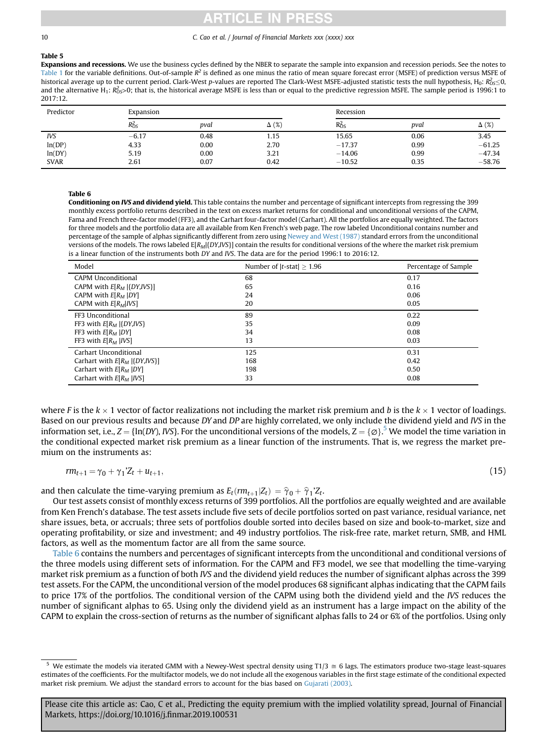**Table 5**

**Expansions and recessions.** We use the business cycles defined by the NBER to separate the sample into expansion and recession periods. See the notes to Table 1 for the variable definitions. Out-of-sample $R^2$ is defined as one minus the ratio of mean square forecast error (MSFE) of prediction versus MSFE of historical average up to the current period. Clark-West p-values are reported The Clark-West MSFE-adjusted statistic tests the null hypothesis, $H_0$: $R^2_{OS} \leq 0$, and the alternative $H_1$: $R^2_{OS} > 0$; that is, the historical average MSFE is less than or equal to the predictive regression MSFE. The sample period is 1996:1 to 2017:12.

| Predictor | Expansion | | | Recession | | |
|---|---|---|---|---|---|---|
| | $R^2_{OS}$ | *pval* | Δ (%) | $R^2_{OS}$ | *pval* | Δ (%) |
| *IVS* | −6.17 | 0.48 | 1.15 | 15.65 | 0.06 | 3.45 |
| ln(DP) | 4.33 | 0.00 | 2.70 | −17.37 | 0.99 | −61.25 |
| ln(DY) | 5.19 | 0.00 | 3.21 | −14.06 | 0.99 | −47.34 |
| SVAR | 2.61 | 0.07 | 0.42 | −10.52 | 0.35 | −58.76 |

**Table 6**

**Conditioning on *IVS* and dividend yield.** This table contains the number and percentage of significant intercepts from regressing the 399 monthly excess portfolio returns described in the text on excess market returns for conditional and unconditional versions of the CAPM, Fama and French three-factor model (FF3), and the Carhart four-factor model (Carhart). All the portfolios are equally weighted. The factors for three models and the portfolio data are all available from Ken French's web page. The row labeled Unconditional contains number and percentage of the sample of alphas significantly different from zero using Newey and West (1987) standard errors from the unconditional versions of the models. The rows labeled $E[R_M|\{DY,IVS\}]$ contain the results for conditional versions of the where the market risk premium is a linear function of the instruments both *DY* and *IVS*. The data are for the period 1996:1 to 2016:12.

| Model | Number of $\lvert t\text{-stat}\rvert \geq 1.96$ | Percentage of Sample |
|---|---|---|
| CAPM Unconditional | 68 | 0.17 |
| CAPM with $E[R_M \lvert\{DY,IVS\}]$ | 65 | 0.16 |
| CAPM with $E[R_M \lvert DY]$ | 24 | 0.06 |
| CAPM with $E[R_M \lvert IVS]$ | 20 | 0.05 |
| FF3 Unconditional | 89 | 0.22 |
| FF3 with $E[R_M \lvert\{DY,IVS\}$ | 35 | 0.09 |
| FF3 with $E[R_M \lvert DY]$ | 34 | 0.08 |
| FF3 with $E[R_M \lvert IVS]$ | 13 | 0.03 |
| Carhart Unconditional | 125 | 0.31 |
| Carhart with $E[R_M \lvert\{DY,IVS\}]$ | 168 | 0.42 |
| Carhart with $E[R_M \lvert DY]$ | 198 | 0.50 |
| Carhart with $E[R_M \lvert IVS]$ | 33 | 0.08 |

where $F$ is the $k \times 1$ vector of factor realizations not including the market risk premium and $b$ is the $k \times 1$ vector of loadings. Based on our previous results and because *DY* and *DP* are highly correlated, we only include the dividend yield and *IVS* in the information set, i.e., $Z = \{\ln(DY), IVS\}$. For the unconditional versions of the models, $Z = \{\varnothing\}$.[5] We model the time variation in the conditional expected market risk premium as a linear function of the instruments. That is, we regress the market premium on the instruments as:

$$rm_{t+1} = \gamma_0 + \gamma_1{'}Z_t + u_{t+1}, \tag{15}$$

and then calculate the time-varying premium as $E_t(rm_{t+1}|Z_t) = \hat{\gamma}_0 + \hat{\gamma}_1{'}Z_t$.

Our test assets consist of monthly excess returns of 399 portfolios. All the portfolios are equally weighted and are available from Ken French's database. The test assets include five sets of decile portfolios sorted on past variance, residual variance, net share issues, beta, or accruals; three sets of portfolios double sorted into deciles based on size and book-to-market, size and operating profitability, or size and investment; and 49 industry portfolios. The risk-free rate, market return, SMB, and HML factors, as well as the momentum factor are all from the same source.

Table 6 contains the numbers and percentages of significant intercepts from the unconditional and conditional versions of the three models using different sets of information. For the CAPM and FF3 model, we see that modelling the time-varying market risk premium as a function of both *IVS* and the dividend yield reduces the number of significant alphas across the 399 test assets. For the CAPM, the unconditional version of the model produces 68 significant alphas indicating that the CAPM fails to price 17% of the portfolios. The conditional version of the CAPM using both the dividend yield and the *IVS* reduces the number of significant alphas to 65. Using only the dividend yield as an instrument has a large impact on the ability of the CAPM to explain the cross-section of returns as the number of significant alphas falls to 24 or 6% of the portfolios. Using only

[5] We estimate the models via iterated GMM with a Newey-West spectral density using $T1/3 \cong 6$ lags. The estimators produce two-stage least-squares estimates of the coefficients. For the multifactor models, we do not include all the exogenous variables in the first stage estimate of the conditional expected market risk premium. We adjust the standard errors to account for the bias based on Gujarati (2003).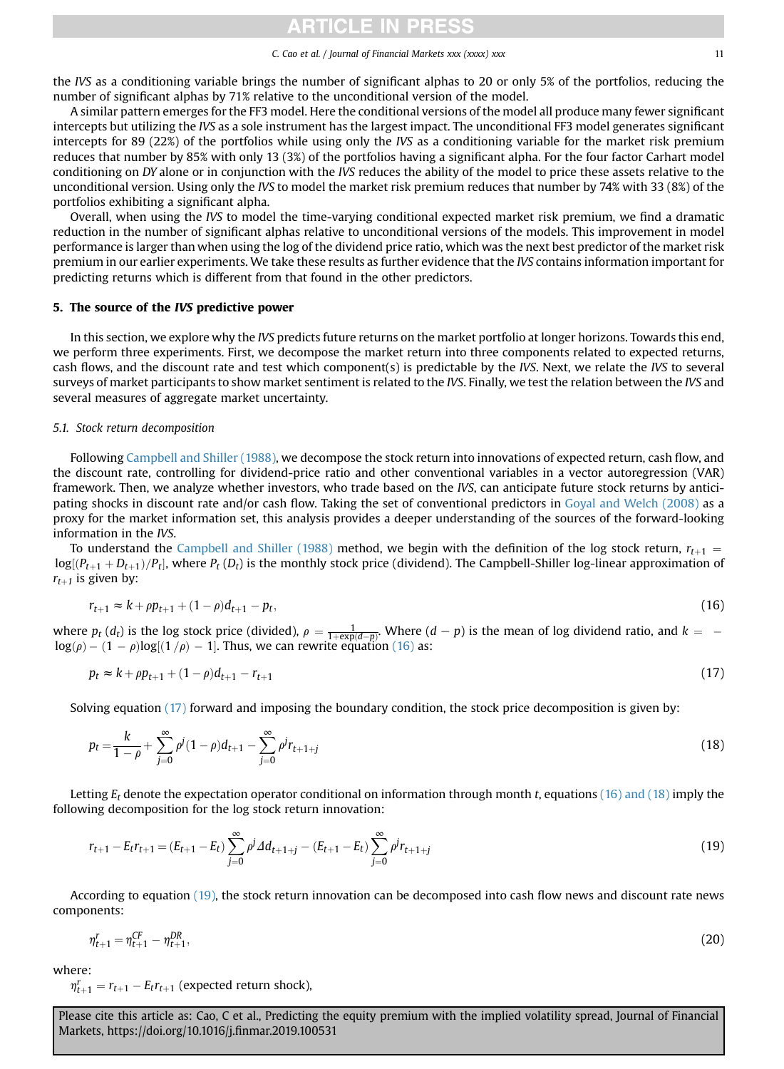the *IVS* as a conditioning variable brings the number of significant alphas to 20 or only 5% of the portfolios, reducing the number of significant alphas by 71% relative to the unconditional version of the model.

A similar pattern emerges for the FF3 model. Here the conditional versions of the model all produce many fewer significant intercepts but utilizing the *IVS* as a sole instrument has the largest impact. The unconditional FF3 model generates significant intercepts for 89 (22%) of the portfolios while using only the *IVS* as a conditioning variable for the market risk premium reduces that number by 85% with only 13 (3%) of the portfolios having a significant alpha. For the four factor Carhart model conditioning on *DY* alone or in conjunction with the *IVS* reduces the ability of the model to price these assets relative to the unconditional version. Using only the *IVS* to model the market risk premium reduces that number by 74% with 33 (8%) of the portfolios exhibiting a significant alpha.

Overall, when using the *IVS* to model the time-varying conditional expected market risk premium, we find a dramatic reduction in the number of significant alphas relative to unconditional versions of the models. This improvement in model performance is larger than when using the log of the dividend price ratio, which was the next best predictor of the market risk premium in our earlier experiments. We take these results as further evidence that the *IVS* contains information important for predicting returns which is different from that found in the other predictors.

## 5. The source of the *IVS* predictive power

In this section, we explore why the *IVS* predicts future returns on the market portfolio at longer horizons. Towards this end, we perform three experiments. First, we decompose the market return into three components related to expected returns, cash flows, and the discount rate and test which component(s) is predictable by the *IVS*. Next, we relate the *IVS* to several surveys of market participants to show market sentiment is related to the *IVS*. Finally, we test the relation between the *IVS* and several measures of aggregate market uncertainty.

### 5.1. Stock return decomposition

Following Campbell and Shiller (1988), we decompose the stock return into innovations of expected return, cash flow, and the discount rate, controlling for dividend-price ratio and other conventional variables in a vector autoregression (VAR) framework. Then, we analyze whether investors, who trade based on the *IVS*, can anticipate future stock returns by anticipating shocks in discount rate and/or cash flow. Taking the set of conventional predictors in Goyal and Welch (2008) as a proxy for the market information set, this analysis provides a deeper understanding of the sources of the forward-looking information in the *IVS*.

To understand the Campbell and Shiller (1988) method, we begin with the definition of the log stock return, $r_{t+1} = \log[(P_{t+1} + D_{t+1})/P_t]$, where $P_t$ ($D_t$) is the monthly stock price (dividend). The Campbell-Shiller log-linear approximation of $r_{t+1}$ is given by:

$$r_{t+1} \approx k + \rho p_{t+1} + (1-\rho)d_{t+1} - p_t, \tag{16}$$

where $p_t$ ($d_t$) is the log stock price (divided), $\rho = \frac{1}{1+\exp(\overline{d-p})}$. Where $(d-p)$ is the mean of log dividend ratio, and $k = -\log(\rho) - (1-\rho)\log[(1/\rho) - 1]$. Thus, we can rewrite equation (16) as:

$$p_t \approx k + \rho p_{t+1} + (1-\rho)d_{t+1} - r_{t+1} \tag{17}$$

Solving equation (17) forward and imposing the boundary condition, the stock price decomposition is given by:

$$p_t = \frac{k}{1-\rho} + \sum_{j=0}^{\infty} \rho^j (1-\rho) d_{t+1} - \sum_{j=0}^{\infty} \rho^j r_{t+1+j} \tag{18}$$

Letting $E_t$ denote the expectation operator conditional on information through month $t$, equations (16) and (18) imply the following decomposition for the log stock return innovation:

$$r_{t+1} - E_t r_{t+1} = (E_{t+1} - E_t)\sum_{j=0}^{\infty} \rho^j \Delta d_{t+1+j} - (E_{t+1} - E_t)\sum_{j=0}^{\infty} \rho^j r_{t+1+j} \tag{19}$$

According to equation (19), the stock return innovation can be decomposed into cash flow news and discount rate news components:

$$\eta_{t+1}^{r} = \eta_{t+1}^{CF} - \eta_{t+1}^{DR}, \tag{20}$$

where:

$\eta_{t+1}^{r} = r_{t+1} - E_t r_{t+1}$ (expected return shock),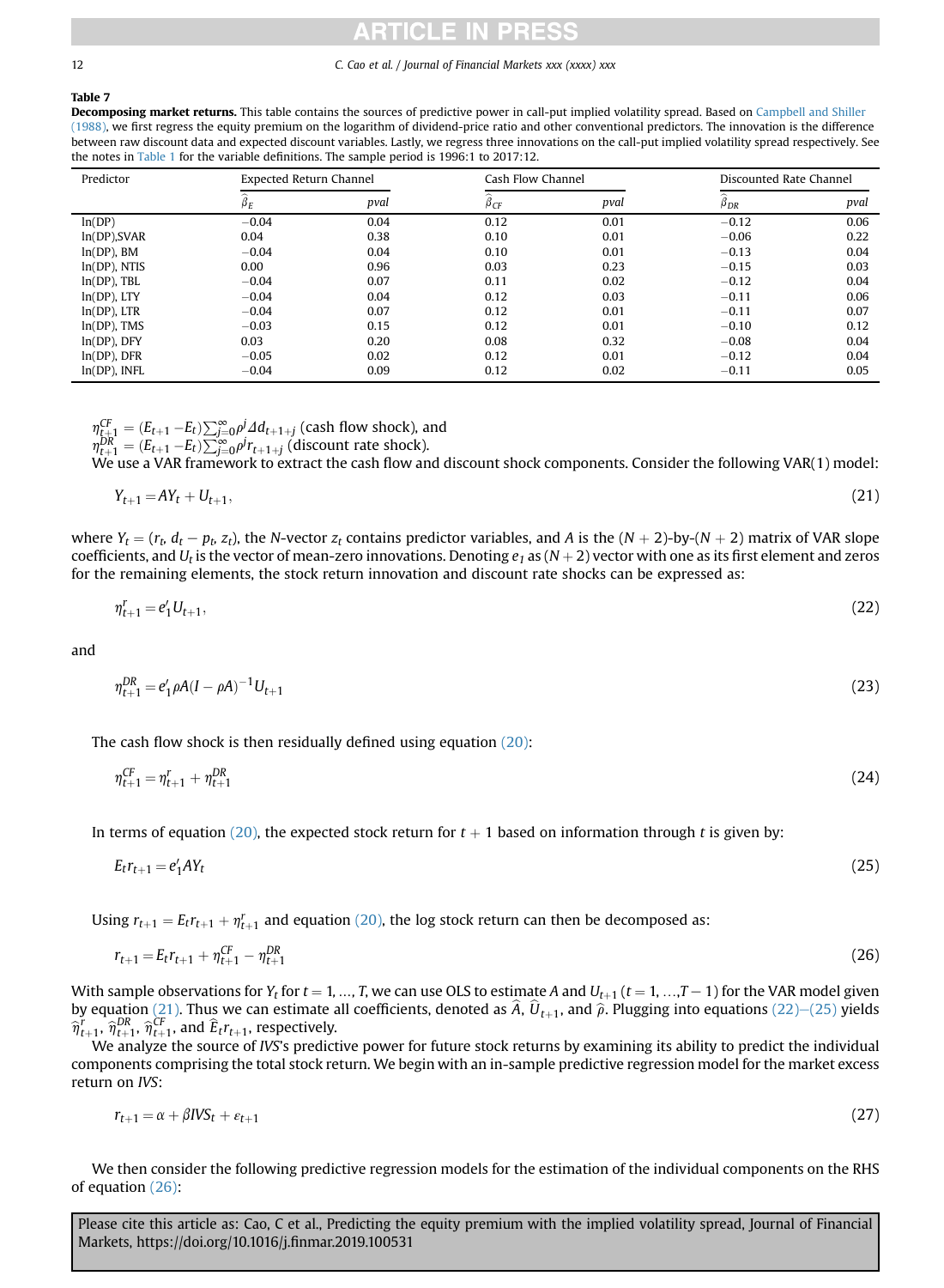**Table 7**

**Decomposing market returns.** This table contains the sources of predictive power in call-put implied volatility spread. Based on Campbell and Shiller (1988), we first regress the equity premium on the logarithm of dividend-price ratio and other conventional predictors. The innovation is the difference between raw discount data and expected discount variables. Lastly, we regress three innovations on the call-put implied volatility spread respectively. See the notes in Table 1 for the variable definitions. The sample period is 1996:1 to 2017:12.

| Predictor | Expected Return Channel | | Cash Flow Channel | | Discounted Rate Channel | |
|---|---|---|---|---|---|---|
| | $\widehat{\beta}_E$ | pval | $\widehat{\beta}_{CF}$ | pval | $\widehat{\beta}_{DR}$ | pval |
| ln(DP) | −0.04 | 0.04 | 0.12 | 0.01 | −0.12 | 0.06 |
| ln(DP),SVAR | 0.04 | 0.38 | 0.10 | 0.01 | −0.06 | 0.22 |
| ln(DP), BM | −0.04 | 0.04 | 0.10 | 0.01 | −0.13 | 0.04 |
| ln(DP), NTIS | 0.00 | 0.96 | 0.03 | 0.23 | −0.15 | 0.03 |
| ln(DP), TBL | −0.04 | 0.07 | 0.11 | 0.02 | −0.12 | 0.04 |
| ln(DP), LTY | −0.04 | 0.04 | 0.12 | 0.03 | −0.11 | 0.06 |
| ln(DP), LTR | −0.04 | 0.07 | 0.12 | 0.01 | −0.11 | 0.07 |
| ln(DP), TMS | −0.03 | 0.15 | 0.12 | 0.01 | −0.10 | 0.12 |
| ln(DP), DFY | 0.03 | 0.20 | 0.08 | 0.32 | −0.08 | 0.04 |
| ln(DP), DFR | −0.05 | 0.02 | 0.12 | 0.01 | −0.12 | 0.04 |
| ln(DP), INFL | −0.04 | 0.09 | 0.12 | 0.02 | −0.11 | 0.05 |

$\eta_{t+1}^{CF} = (E_{t+1} - E_t)\sum_{j=0}^{\infty}\rho^j \Delta d_{t+1+j}$ (cash flow shock), and
$\eta_{t+1}^{DR} = (E_{t+1} - E_t)\sum_{j=0}^{\infty}\rho^j r_{t+1+j}$ (discount rate shock).

We use a VAR framework to extract the cash flow and discount shock components. Consider the following VAR(1) model:

$$Y_{t+1} = AY_t + U_{t+1}, \tag{21}$$

where $Y_t = (r_t, d_t - p_t, z_t)$, the $N$-vector $z_t$ contains predictor variables, and $A$ is the $(N+2)$-by-$(N+2)$ matrix of VAR slope coefficients, and $U_t$ is the vector of mean-zero innovations. Denoting $e_1$ as $(N+2)$ vector with one as its first element and zeros for the remaining elements, the stock return innovation and discount rate shocks can be expressed as:

$$\eta_{t+1}^{r} = e_1' U_{t+1}, \tag{22}$$

and

$$\eta_{t+1}^{DR} = e_1' \rho A (I - \rho A)^{-1} U_{t+1} \tag{23}$$

The cash flow shock is then residually defined using equation (20):

$$\eta_{t+1}^{CF} = \eta_{t+1}^{r} + \eta_{t+1}^{DR} \tag{24}$$

In terms of equation (20), the expected stock return for $t+1$ based on information through $t$ is given by:

$$E_t r_{t+1} = e_1' A Y_t \tag{25}$$

Using $r_{t+1} = E_t r_{t+1} + \eta_{t+1}^{r}$ and equation (20), the log stock return can then be decomposed as:

$$r_{t+1} = E_t r_{t+1} + \eta_{t+1}^{CF} - \eta_{t+1}^{DR} \tag{26}$$

With sample observations for $Y_t$ for $t = 1, \ldots, T$, we can use OLS to estimate $A$ and $U_{t+1}$ $(t = 1, \ldots, T-1)$ for the VAR model given by equation (21). Thus we can estimate all coefficients, denoted as $\widehat{A}$, $\widehat{U}_{t+1}$, and $\widehat{\rho}$. Plugging into equations (22)–(25) yields $\widehat{\eta}_{t+1}^{r}$, $\widehat{\eta}_{t+1}^{DR}$, $\widehat{\eta}_{t+1}^{CF}$, and $\widehat{E}_t r_{t+1}$, respectively.

We analyze the source of *IVS*'s predictive power for future stock returns by examining its ability to predict the individual components comprising the total stock return. We begin with an in-sample predictive regression model for the market excess return on *IVS*:

$$r_{t+1} = \alpha + \beta IVS_t + \varepsilon_{t+1} \tag{27}$$

We then consider the following predictive regression models for the estimation of the individual components on the RHS of equation (26):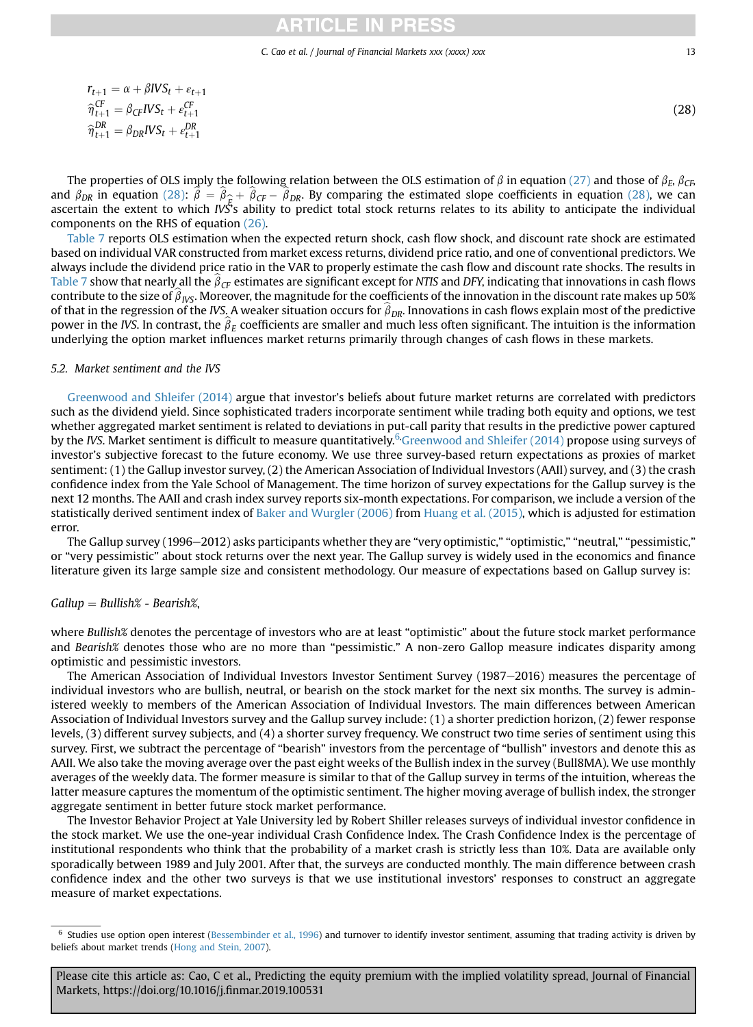$$
\begin{aligned}
r_{t+1} &= \alpha + \beta IVS_t + \varepsilon_{t+1} \\
\widehat{\eta}_{t+1}^{CF} &= \beta_{CF} IVS_t + \varepsilon_{t+1}^{CF} \\
\widehat{\eta}_{t+1}^{DR} &= \beta_{DR} IVS_t + \varepsilon_{t+1}^{DR}
\end{aligned}
\tag{28}
$$

The properties of OLS imply the following relation between the OLS estimation of $\beta$ in equation (27) and those of $\beta_E$, $\beta_{CF}$, and $\beta_{DR}$ in equation (28): $\widehat{\beta} = \widehat{\beta}_{\widehat{E}} + \widehat{\beta}_{CF} - \widehat{\beta}_{DR}$. By comparing the estimated slope coefficients in equation (28), we can ascertain the extent to which *IVS*'s ability to predict total stock returns relates to its ability to anticipate the individual components on the RHS of equation (26).

Table 7 reports OLS estimation when the expected return shock, cash flow shock, and discount rate shock are estimated based on individual VAR constructed from market excess returns, dividend price ratio, and one of conventional predictors. We always include the dividend price ratio in the VAR to properly estimate the cash flow and discount rate shocks. The results in Table 7 show that nearly all the $\widehat{\beta}_{CF}$ estimates are significant except for *NTIS* and *DFY*, indicating that innovations in cash flows contribute to the size of $\widehat{\beta}_{IVS}$. Moreover, the magnitude for the coefficients of the innovation in the discount rate makes up 50% of that in the regression of the *IVS*. A weaker situation occurs for $\widehat{\beta}_{DR}$. Innovations in cash flows explain most of the predictive power in the *IVS*. In contrast, the $\widehat{\beta}_E$ coefficients are smaller and much less often significant. The intuition is the information underlying the option market influences market returns primarily through changes of cash flows in these markets.

### 5.2. Market sentiment and the IVS

Greenwood and Shleifer (2014) argue that investor's beliefs about future market returns are correlated with predictors such as the dividend yield. Since sophisticated traders incorporate sentiment while trading both equity and options, we test whether aggregated market sentiment is related to deviations in put-call parity that results in the predictive power captured by the *IVS*. Market sentiment is difficult to measure quantitatively.[6] Greenwood and Shleifer (2014) propose using surveys of investor's subjective forecast to the future economy. We use three survey-based return expectations as proxies of market sentiment: (1) the Gallup investor survey, (2) the American Association of Individual Investors (AAII) survey, and (3) the crash confidence index from the Yale School of Management. The time horizon of survey expectations for the Gallup survey is the next 12 months. The AAII and crash index survey reports six-month expectations. For comparison, we include a version of the statistically derived sentiment index of Baker and Wurgler (2006) from Huang et al. (2015), which is adjusted for estimation error.

The Gallup survey (1996–2012) asks participants whether they are "very optimistic," "optimistic," "neutral," "pessimistic," or "very pessimistic" about stock returns over the next year. The Gallup survey is widely used in the economics and finance literature given its large sample size and consistent methodology. Our measure of expectations based on Gallup survey is:

*Gallup* = *Bullish%* - *Bearish%*,

where *Bullish%* denotes the percentage of investors who are at least "optimistic" about the future stock market performance and *Bearish%* denotes those who are no more than "pessimistic." A non-zero Gallop measure indicates disparity among optimistic and pessimistic investors.

The American Association of Individual Investors Investor Sentiment Survey (1987–2016) measures the percentage of individual investors who are bullish, neutral, or bearish on the stock market for the next six months. The survey is administered weekly to members of the American Association of Individual Investors. The main differences between American Association of Individual Investors survey and the Gallup survey include: (1) a shorter prediction horizon, (2) fewer response levels, (3) different survey subjects, and (4) a different survey frequency. We construct two time series of sentiment using this survey. First, we subtract the percentage of "bearish" investors from the percentage of "bullish" investors and denote this as AAII. We also take the moving average over the past eight weeks of the Bullish index in the survey (Bull8MA). We use monthly averages of the weekly data. The former measure is similar to that of the Gallup survey in terms of the intuition, whereas the latter measure captures the momentum of the optimistic sentiment. The higher moving average of bullish index, the stronger aggregate sentiment in better future stock market performance.

The Investor Behavior Project at Yale University led by Robert Shiller releases surveys of individual investor confidence in the stock market. We use the one-year individual Crash Confidence Index. The Crash Confidence Index is the percentage of institutional respondents who think that the probability of a market crash is strictly less than 10%. Data are available only sporadically between 1989 and July 2001. After that, the surveys are conducted monthly. The main difference between crash confidence index and the other two surveys is that we use institutional investors' responses to construct an aggregate measure of market expectations.

---

[6] Studies use option open interest (Bessembinder et al., 1996) and turnover to identify investor sentiment, assuming that trading activity is driven by beliefs about market trends (Hong and Stein, 2007).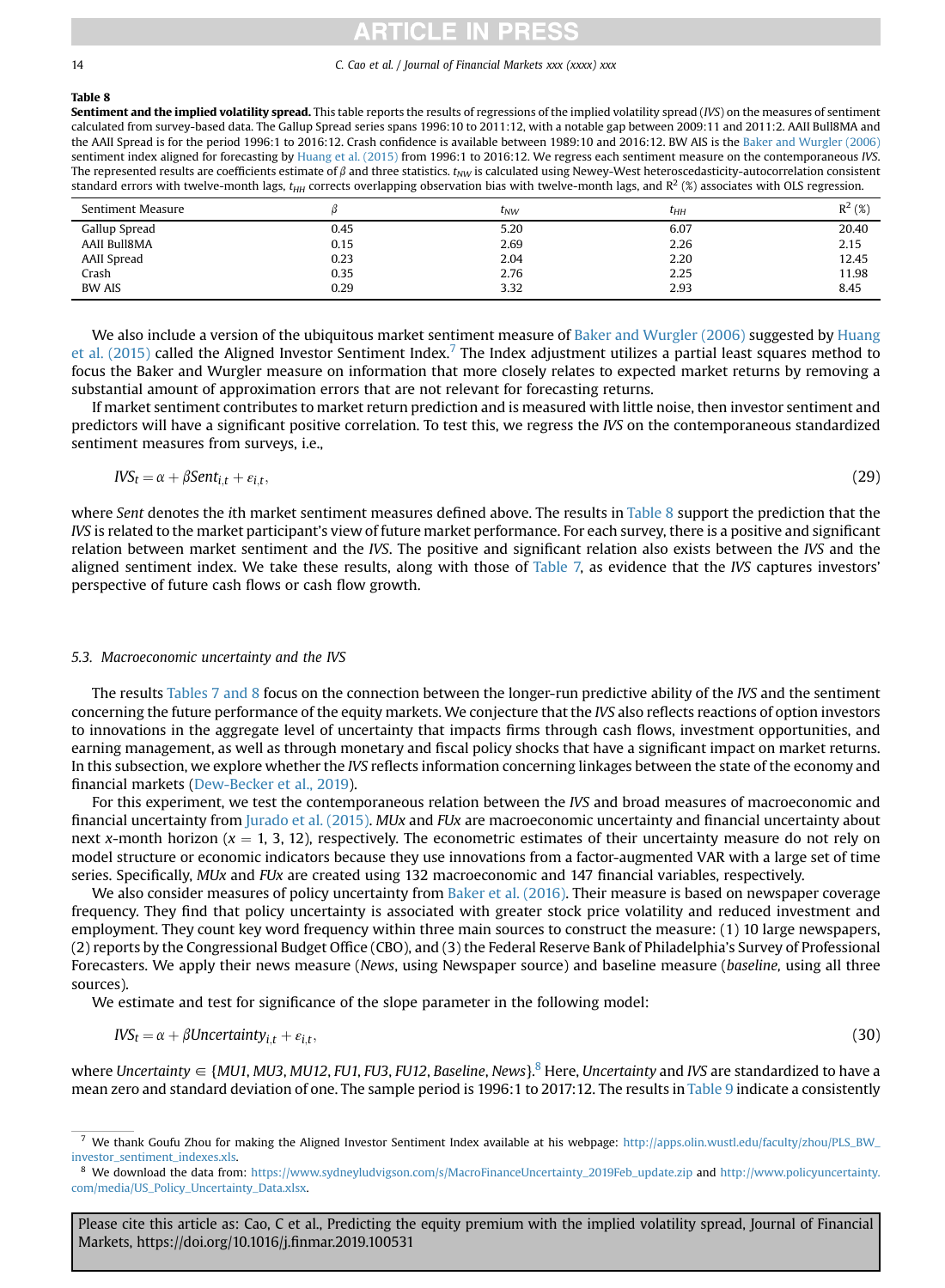**Table 8**

**Sentiment and the implied volatility spread.** This table reports the results of regressions of the implied volatility spread (*IVS*) on the measures of sentiment calculated from survey-based data. The Gallup Spread series spans 1996:10 to 2011:12, with a notable gap between 2009:11 and 2011:2. AAII Bull8MA and the AAII Spread is for the period 1996:1 to 2016:12. Crash confidence is available between 1989:10 and 2016:12. BW AIS is the Baker and Wurgler (2006) sentiment index aligned for forecasting by Huang et al. (2015) from 1996:1 to 2016:12. We regress each sentiment measure on the contemporaneous *IVS*. The represented results are coefficients estimate of $\beta$ and three statistics. $t_{NW}$ is calculated using Newey-West heteroscedasticity-autocorrelation consistent standard errors with twelve-month lags, $t_{HH}$ corrects overlapping observation bias with twelve-month lags, and $R^2$ (%) associates with OLS regression.

| Sentiment Measure | $\beta$ | $t_{NW}$ | $t_{HH}$ | $R^2$ (%) |
|---|---|---|---|---|
| Gallup Spread | 0.45 | 5.20 | 6.07 | 20.40 |
| AAII Bull8MA | 0.15 | 2.69 | 2.26 | 2.15 |
| AAII Spread | 0.23 | 2.04 | 2.20 | 12.45 |
| Crash | 0.35 | 2.76 | 2.25 | 11.98 |
| BW AIS | 0.29 | 3.32 | 2.93 | 8.45 |

We also include a version of the ubiquitous market sentiment measure of Baker and Wurgler (2006) suggested by Huang et al. (2015) called the Aligned Investor Sentiment Index.[7] The Index adjustment utilizes a partial least squares method to focus the Baker and Wurgler measure on information that more closely relates to expected market returns by removing a substantial amount of approximation errors that are not relevant for forecasting returns.

If market sentiment contributes to market return prediction and is measured with little noise, then investor sentiment and predictors will have a significant positive correlation. To test this, we regress the *IVS* on the contemporaneous standardized sentiment measures from surveys, i.e.,

$$IVS_t = \alpha + \beta Sent_{i,t} + \varepsilon_{i,t}, \tag{29}$$

where *Sent* denotes the *i*th market sentiment measures defined above. The results in Table 8 support the prediction that the *IVS* is related to the market participant's view of future market performance. For each survey, there is a positive and significant relation between market sentiment and the *IVS*. The positive and significant relation also exists between the *IVS* and the aligned sentiment index. We take these results, along with those of Table 7, as evidence that the *IVS* captures investors' perspective of future cash flows or cash flow growth.

### 5.3. Macroeconomic uncertainty and the IVS

The results Tables 7 and 8 focus on the connection between the longer-run predictive ability of the *IVS* and the sentiment concerning the future performance of the equity markets. We conjecture that the *IVS* also reflects reactions of option investors to innovations in the aggregate level of uncertainty that impacts firms through cash flows, investment opportunities, and earning management, as well as through monetary and fiscal policy shocks that have a significant impact on market returns. In this subsection, we explore whether the *IVS* reflects information concerning linkages between the state of the economy and financial markets (Dew-Becker et al., 2019).

For this experiment, we test the contemporaneous relation between the *IVS* and broad measures of macroeconomic and financial uncertainty from Jurado et al. (2015). *MUx* and *FUx* are macroeconomic uncertainty and financial uncertainty about next *x*-month horizon ($x = 1$, 3, 12), respectively. The econometric estimates of their uncertainty measure do not rely on model structure or economic indicators because they use innovations from a factor-augmented VAR with a large set of time series. Specifically, *MUx* and *FUx* are created using 132 macroeconomic and 147 financial variables, respectively.

We also consider measures of policy uncertainty from Baker et al. (2016). Their measure is based on newspaper coverage frequency. They find that policy uncertainty is associated with greater stock price volatility and reduced investment and employment. They count key word frequency within three main sources to construct the measure: (1) 10 large newspapers, (2) reports by the Congressional Budget Office (CBO), and (3) the Federal Reserve Bank of Philadelphia's Survey of Professional Forecasters. We apply their news measure (*News*, using Newspaper source) and baseline measure (*baseline,* using all three sources).

We estimate and test for significance of the slope parameter in the following model:

$$IVS_t = \alpha + \beta Uncertainty_{i,t} + \varepsilon_{i,t}, \tag{30}$$

where $Uncertainty \in \{MU1, MU3, MU12, FU1, FU3, FU12, Baseline, News\}$.[8] Here, *Uncertainty* and *IVS* are standardized to have a mean zero and standard deviation of one. The sample period is 1996:1 to 2017:12. The results in Table 9 indicate a consistently

---

[7] We thank Goufu Zhou for making the Aligned Investor Sentiment Index available at his webpage: http://apps.olin.wustl.edu/faculty/zhou/PLS_BW_investor_sentiment_indexes.xls.

[8] We download the data from: https://www.sydneyludvigson.com/s/MacroFinanceUncertainty_2019Feb_update.zip and http://www.policyuncertainty.com/media/US_Policy_Uncertainty_Data.xlsx.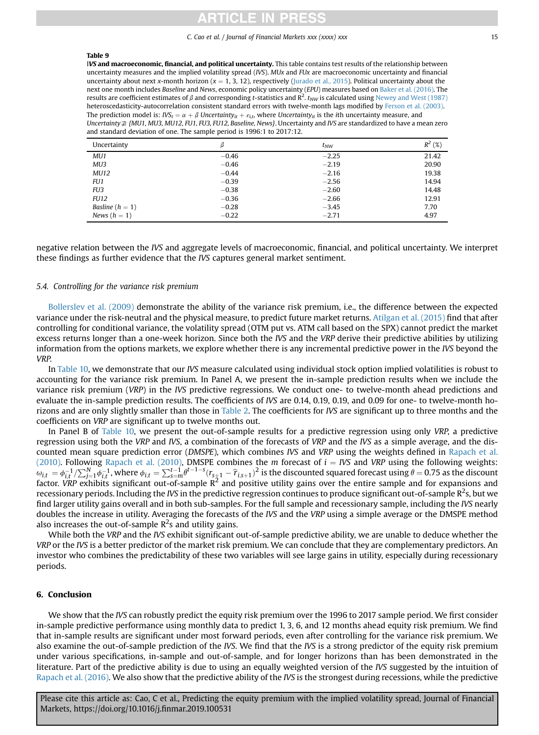**Table 9**

**IVS and macroeconomic, financial, and political uncertainty.** This table contains test results of the relationship between uncertainty measures and the implied volatility spread (*IVS*). *MUx* and *FUx* are macroeconomic uncertainty and financial uncertainty about next *x*-month horizon ($x = 1, 3, 12$), respectively (Jurado et al., 2015). Political uncertainty about the next one month includes *Baseline* and *News*, economic policy uncertainty (*EPU*) measures based on Baker et al. (2016). The results are coefficient estimates of $\beta$ and corresponding *t*-statistics and $R^2$. $t_{NW}$ is calculated using Newey and West (1987) heteroscedasticity-autocorrelation consistent standard errors with twelve-month lags modified by Ferson et al. (2003). The prediction model is: $IVS_t = \alpha + \beta\ Uncertainty_{it} + \epsilon_{i,t}$, where $Uncertainty_{it}$ is the *i*th uncertainty measure, and $Uncertainty \not\ni \{MU1, MU3, MU12, FU1, FU3, FU12, Baseline, News\}$. Uncertainty and *IVS* are standardized to have a mean zero and standard deviation of one. The sample period is 1996:1 to 2017:12.

| Uncertainty | $\beta$ | $t_{NW}$ | $R^2$ (%) |
|---|---|---|---|
| *MU1* | −0.46 | −2.25 | 21.42 |
| *MU3* | −0.46 | −2.19 | 20.90 |
| *MU12* | −0.44 | −2.16 | 19.38 |
| *FU1* | −0.39 | −2.56 | 14.94 |
| *FU3* | −0.38 | −2.60 | 14.48 |
| *FU12* | −0.36 | −2.66 | 12.91 |
| *Basline* ($h = 1$) | −0.28 | −3.45 | 7.70 |
| *News* ($h = 1$) | −0.22 | −2.71 | 4.97 |

negative relation between the *IVS* and aggregate levels of macroeconomic, financial, and political uncertainty. We interpret these findings as further evidence that the *IVS* captures general market sentiment.

### 5.4. Controlling for the variance risk premium

Bollerslev et al. (2009) demonstrate the ability of the variance risk premium, i.e., the difference between the expected variance under the risk-neutral and the physical measure, to predict future market returns. Atilgan et al. (2015) find that after controlling for conditional variance, the volatility spread (OTM put vs. ATM call based on the SPX) cannot predict the market excess returns longer than a one-week horizon. Since both the *IVS* and the *VRP* derive their predictive abilities by utilizing information from the options markets, we explore whether there is any incremental predictive power in the *IVS* beyond the *VRP*.

In Table 10, we demonstrate that our *IVS* measure calculated using individual stock option implied volatilities is robust to accounting for the variance risk premium. In Panel A, we present the in-sample prediction results when we include the variance risk premium (*VRP*) in the *IVS* predictive regressions. We conduct one- to twelve-month ahead predictions and evaluate the in-sample prediction results. The coefficients of *IVS* are 0.14, 0.19, 0.19, and 0.09 for one- to twelve-month horizons and are only slightly smaller than those in Table 2. The coefficients for *IVS* are significant up to three months and the coefficients on *VRP* are significant up to twelve months out.

In Panel B of Table 10, we present the out-of-sample results for a predictive regression using only *VRP*, a predictive regression using both the *VRP* and *IVS*, a combination of the forecasts of *VRP* and the *IVS* as a simple average, and the discounted mean square prediction error (*DMSPE*), which combines *IVS* and *VRP* using the weights defined in Rapach et al. (2010). Following Rapach et al. (2010), DMSPE combines the *m* forecast of $i = IVS$ and *VRP* using the following weights: $\omega_{i,t} = \phi_{i,t}^{-1} / \sum_{j=1}^{N} \phi_{i,t}^{-1}$, where $\phi_{i,t} = \sum_{s=m}^{t-1} \theta^{t-1-s} (r_{s+1} - \widehat{r}_{i,s+1})^2$ is the discounted squared forecast using $\theta = 0.75$ as the discount factor. *VRP* exhibits significant out-of-sample $R^2$ and positive utility gains over the entire sample and for expansions and recessionary periods. Including the *IVS* in the predictive regression continues to produce significant out-of-sample $R^2$s, but we find larger utility gains overall and in both sub-samples. For the full sample and recessionary sample, including the *IVS* nearly doubles the increase in utility. Averaging the forecasts of the *IVS* and the *VRP* using a simple average or the DMSPE method also increases the out-of-sample $R^2$s and utility gains.

While both the *VRP* and the *IVS* exhibit significant out-of-sample predictive ability, we are unable to deduce whether the *VRP* or the *IVS* is a better predictor of the market risk premium. We can conclude that they are complementary predictors. An investor who combines the predictability of these two variables will see large gains in utility, especially during recessionary periods.

## 6. Conclusion

We show that the *IVS* can robustly predict the equity risk premium over the 1996 to 2017 sample period. We first consider in-sample predictive performance using monthly data to predict 1, 3, 6, and 12 months ahead equity risk premium. We find that in-sample results are significant under most forward periods, even after controlling for the variance risk premium. We also examine the out-of-sample prediction of the *IVS*. We find that the *IVS* is a strong predictor of the equity risk premium under various specifications, in-sample and out-of-sample, and for longer horizons than has been demonstrated in the literature. Part of the predictive ability is due to using an equally weighted version of the *IVS* suggested by the intuition of Rapach et al. (2016). We also show that the predictive ability of the *IVS* is the strongest during recessions, while the predictive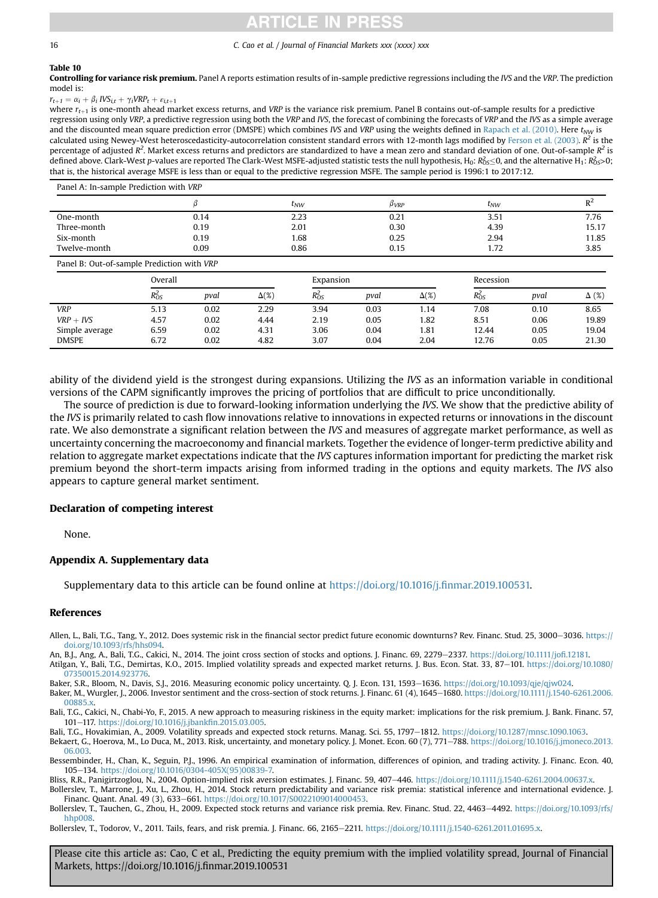**Table 10**

**Controlling for variance risk premium.** Panel A reports estimation results of in-sample predictive regressions including the *IVS* and the *VRP*. The prediction model is:

$r_{t+1} = \alpha_i + \beta_i IVS_{i,t} + \gamma_i VRP_t + \varepsilon_{i,t+1}$

where $r_{t+1}$ is one-month ahead market excess returns, and *VRP* is the variance risk premium. Panel B contains out-of-sample results for a predictive regression using only *VRP*, a predictive regression using both the *VRP* and *IVS*, the forecast of combining the forecasts of *VRP* and the *IVS* as a simple average and the discounted mean square prediction error (DMSPE) which combines *IVS* and *VRP* using the weights defined in Rapach et al. (2010). Here $t_{NW}$ is calculated using Newey-West heteroscedasticity-autocorrelation consistent standard errors with 12-month lags modified by Ferson et al. (2003). $R^2$ is the percentage of adjusted $R^2$. Market excess returns and predictors are standardized to have a mean zero and standard deviation of one. Out-of-sample $R^2$ is defined above. Clark-West *p*-values are reported The Clark-West MSFE-adjusted statistic tests the null hypothesis, $H_0$: $R^2_{OS} \leq 0$, and the alternative $H_1$: $R^2_{OS} > 0$; that is, the historical average MSFE is less than or equal to the predictive regression MSFE. The sample period is 1996:1 to 2017:12.

Panel A: In-sample Prediction with *VRP*

| | $\beta$ | $t_{NW}$ | $\beta_{VRP}$ | $t_{NW}$ | $R^2$ |
|---|---|---|---|---|---|
| One-month | 0.14 | 2.23 | 0.21 | 3.51 | 7.76 |
| Three-month | 0.19 | 2.01 | 0.30 | 4.39 | 15.17 |
| Six-month | 0.19 | 1.68 | 0.25 | 2.94 | 11.85 |
| Twelve-month | 0.09 | 0.86 | 0.15 | 1.72 | 3.85 |

Panel B: Out-of-sample Prediction with *VRP*

| | Overall | | | Expansion | | | Recession | | |
|---|---|---|---|---|---|---|---|---|---|
| | $R^2_{OS}$ | *pval* | $\Delta(\%)$ | $R^2_{OS}$ | *pval* | $\Delta(\%)$ | $R^2_{OS}$ | *pval* | $\Delta$ (%) |
| *VRP* | 5.13 | 0.02 | 2.29 | 3.94 | 0.03 | 1.14 | 7.08 | 0.10 | 8.65 |
| *VRP* + *IVS* | 4.57 | 0.02 | 4.44 | 2.19 | 0.05 | 1.82 | 8.51 | 0.06 | 19.89 |
| Simple average | 6.59 | 0.02 | 4.31 | 3.06 | 0.04 | 1.81 | 12.44 | 0.05 | 19.04 |
| DMSPE | 6.72 | 0.02 | 4.82 | 3.07 | 0.04 | 2.04 | 12.76 | 0.05 | 21.30 |

ability of the dividend yield is the strongest during expansions. Utilizing the *IVS* as an information variable in conditional versions of the CAPM significantly improves the pricing of portfolios that are difficult to price unconditionally.

The source of prediction is due to forward-looking information underlying the *IVS*. We show that the predictive ability of the *IVS* is primarily related to cash flow innovations relative to innovations in expected returns or innovations in the discount rate. We also demonstrate a significant relation between the *IVS* and measures of aggregate market performance, as well as uncertainty concerning the macroeconomy and financial markets. Together the evidence of longer-term predictive ability and relation to aggregate market expectations indicate that the *IVS* captures information important for predicting the market risk premium beyond the short-term impacts arising from informed trading in the options and equity markets. The *IVS* also appears to capture general market sentiment.

### Declaration of competing interest

None.

### Appendix A. Supplementary data

Supplementary data to this article can be found online at https://doi.org/10.1016/j.finmar.2019.100531.

### References

Allen, L., Bali, T.G., Tang, Y., 2012. Does systemic risk in the financial sector predict future economic downturns? Rev. Financ. Stud. 25, 3000–3036. https://doi.org/10.1093/rfs/hhs094.

An, B.J., Ang, A., Bali, T.G., Cakici, N., 2014. The joint cross section of stocks and options. J. Financ. 69, 2279–2337. https://doi.org/10.1111/jofi.12181.

Atilgan, Y., Bali, T.G., Demirtas, K.O., 2015. Implied volatility spreads and expected market returns. J. Bus. Econ. Stat. 33, 87–101. https://doi.org/10.1080/07350015.2014.923776.

Baker, S.R., Bloom, N., Davis, S.J., 2016. Measuring economic policy uncertainty. Q. J. Econ. 131, 1593–1636. https://doi.org/10.1093/qje/qjw024.

Baker, M., Wurgler, J., 2006. Investor sentiment and the cross-section of stock returns. J. Financ. 61 (4), 1645–1680. https://doi.org/10.1111/j.1540-6261.2006.00885.x.

Bali, T.G., Cakici, N., Chabi-Yo, F., 2015. A new approach to measuring riskiness in the equity market: implications for the risk premium. J. Bank. Financ. 57, 101–117. https://doi.org/10.1016/j.jbankfin.2015.03.005.

Bali, T.G., Hovakimian, A., 2009. Volatility spreads and expected stock returns. Manag. Sci. 55, 1797–1812. https://doi.org/10.1287/mnsc.1090.1063.

Bekaert, G., Hoerova, M., Lo Duca, M., 2013. Risk, uncertainty, and monetary policy. J. Monet. Econ. 60 (7), 771–788. https://doi.org/10.1016/j.jmoneco.2013.06.003.

Bessembinder, H., Chan, K., Seguin, P.J., 1996. An empirical examination of information, differences of opinion, and trading activity. J. Financ. Econ. 40, 105–134. https://doi.org/10.1016/0304-405X(95)00839-7.

Bliss, R.R., Panigirtzoglou, N., 2004. Option-implied risk aversion estimates. J. Financ. 59, 407–446. https://doi.org/10.1111/j.1540-6261.2004.00637.x.

Bollerslev, T., Marrone, J., Xu, L., Zhou, H., 2014. Stock return predictability and variance risk premia: statistical inference and international evidence. J. Financ. Quant. Anal. 49 (3), 633–661. https://doi.org/10.1017/S0022109014000453.

Bollerslev, T., Tauchen, G., Zhou, H., 2009. Expected stock returns and variance risk premia. Rev. Financ. Stud. 22, 4463–4492. https://doi.org/10.1093/rfs/hhp008.

Bollerslev, T., Todorov, V., 2011. Tails, fears, and risk premia. J. Financ. 66, 2165–2211. https://doi.org/10.1111/j.1540-6261.2011.01695.x.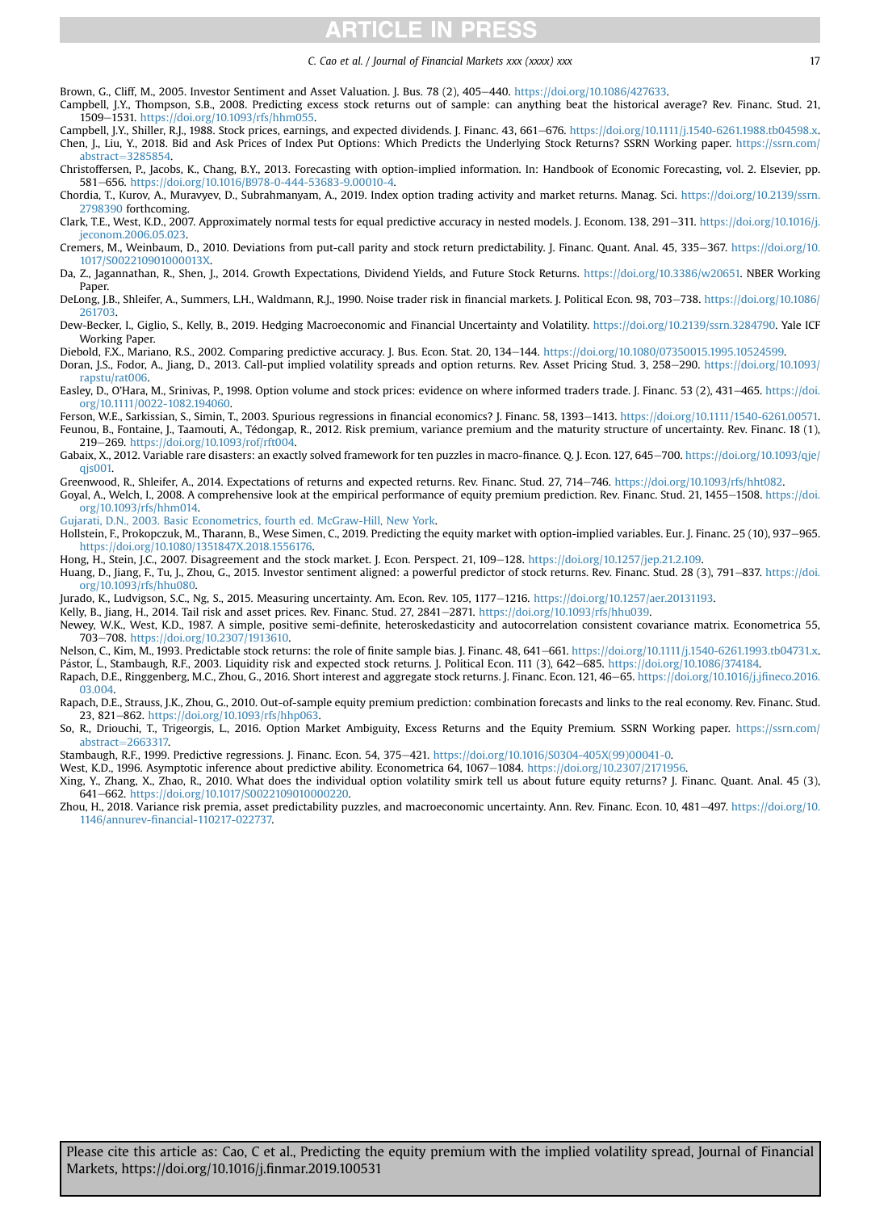Brown, G., Cliff, M., 2005. Investor Sentiment and Asset Valuation. J. Bus. 78 (2), 405–440. https://doi.org/10.1086/427633.

Campbell, J.Y., Thompson, S.B., 2008. Predicting excess stock returns out of sample: can anything beat the historical average? Rev. Financ. Stud. 21, 1509–1531. https://doi.org/10.1093/rfs/hhm055.

Campbell, J.Y., Shiller, R.J., 1988. Stock prices, earnings, and expected dividends. J. Financ. 43, 661–676. https://doi.org/10.1111/j.1540-6261.1988.tb04598.x.

Chen, J., Liu, Y., 2018. Bid and Ask Prices of Index Put Options: Which Predicts the Underlying Stock Returns? SSRN Working paper. https://ssrn.com/abstract=3285854.

Christoffersen, P., Jacobs, K., Chang, B.Y., 2013. Forecasting with option-implied information. In: Handbook of Economic Forecasting, vol. 2. Elsevier, pp. 581–656. https://doi.org/10.1016/B978-0-444-53683-9.00010-4.

Chordia, T., Kurov, A., Muravyev, D., Subrahmanyam, A., 2019. Index option trading activity and market returns. Manag. Sci. https://doi.org/10.2139/ssrn.2798390 forthcoming.

Clark, T.E., West, K.D., 2007. Approximately normal tests for equal predictive accuracy in nested models. J. Econom. 138, 291–311. https://doi.org/10.1016/j.jeconom.2006.05.023.

Cremers, M., Weinbaum, D., 2010. Deviations from put-call parity and stock return predictability. J. Financ. Quant. Anal. 45, 335–367. https://doi.org/10.1017/S002210901000013X.

Da, Z., Jagannathan, R., Shen, J., 2014. Growth Expectations, Dividend Yields, and Future Stock Returns. https://doi.org/10.3386/w20651. NBER Working Paper.

DeLong, J.B., Shleifer, A., Summers, L.H., Waldmann, R.J., 1990. Noise trader risk in financial markets. J. Political Econ. 98, 703–738. https://doi.org/10.1086/261703.

Dew-Becker, I., Giglio, S., Kelly, B., 2019. Hedging Macroeconomic and Financial Uncertainty and Volatility. https://doi.org/10.2139/ssrn.3284790. Yale ICF Working Paper.

Diebold, F.X., Mariano, R.S., 2002. Comparing predictive accuracy. J. Bus. Econ. Stat. 20, 134–144. https://doi.org/10.1080/07350015.1995.10524599.

Doran, J.S., Fodor, A., Jiang, D., 2013. Call-put implied volatility spreads and option returns. Rev. Asset Pricing Stud. 3, 258–290. https://doi.org/10.1093/rapstu/rat006.

Easley, D., O'Hara, M., Srinivas, P., 1998. Option volume and stock prices: evidence on where informed traders trade. J. Financ. 53 (2), 431–465. https://doi.org/10.1111/0022-1082.194060.

Ferson, W.E., Sarkissian, S., Simin, T., 2003. Spurious regressions in financial economics? J. Financ. 58, 1393–1413. https://doi.org/10.1111/1540-6261.00571.

Feunou, B., Fontaine, J., Taamouti, A., Tédongap, R., 2012. Risk premium, variance premium and the maturity structure of uncertainty. Rev. Financ. 18 (1), 219–269. https://doi.org/10.1093/rof/rft004.

Gabaix, X., 2012. Variable rare disasters: an exactly solved framework for ten puzzles in macro-finance. Q. J. Econ. 127, 645–700. https://doi.org/10.1093/qje/qjs001.

Greenwood, R., Shleifer, A., 2014. Expectations of returns and expected returns. Rev. Financ. Stud. 27, 714–746. https://doi.org/10.1093/rfs/hht082.

Goyal, A., Welch, I., 2008. A comprehensive look at the empirical performance of equity premium prediction. Rev. Financ. Stud. 21, 1455–1508. https://doi.org/10.1093/rfs/hhm014.

Gujarati, D.N., 2003. Basic Econometrics, fourth ed. McGraw-Hill, New York.

Hollstein, F., Prokopczuk, M., Tharann, B., Wese Simen, C., 2019. Predicting the equity market with option-implied variables. Eur. J. Financ. 25 (10), 937–965. https://doi.org/10.1080/1351847X.2018.1556176.

Hong, H., Stein, J.C., 2007. Disagreement and the stock market. J. Econ. Perspect. 21, 109–128. https://doi.org/10.1257/jep.21.2.109.

Huang, D., Jiang, F., Tu, J., Zhou, G., 2015. Investor sentiment aligned: a powerful predictor of stock returns. Rev. Financ. Stud. 28 (3), 791–837. https://doi.org/10.1093/rfs/hhu080.

Jurado, K., Ludvigson, S.C., Ng, S., 2015. Measuring uncertainty. Am. Econ. Rev. 105, 1177–1216. https://doi.org/10.1257/aer.20131193.

Kelly, B., Jiang, H., 2014. Tail risk and asset prices. Rev. Financ. Stud. 27, 2841–2871. https://doi.org/10.1093/rfs/hhu039.

Newey, W.K., West, K.D., 1987. A simple, positive semi-definite, heteroskedasticity and autocorrelation consistent covariance matrix. Econometrica 55, 703–708. https://doi.org/10.2307/1913610.

Nelson, C., Kim, M., 1993. Predictable stock returns: the role of finite sample bias. J. Financ. 48, 641–661. https://doi.org/10.1111/j.1540-6261.1993.tb04731.x.

Pástor, L., Stambaugh, R.F., 2003. Liquidity risk and expected stock returns. J. Political Econ. 111 (3), 642–685. https://doi.org/10.1086/374184.

Rapach, D.E., Ringgenberg, M.C., Zhou, G., 2016. Short interest and aggregate stock returns. J. Financ. Econ. 121, 46–65. https://doi.org/10.1016/j.jfineco.2016.03.004.

Rapach, D.E., Strauss, J.K., Zhou, G., 2010. Out-of-sample equity premium prediction: combination forecasts and links to the real economy. Rev. Financ. Stud. 23, 821–862. https://doi.org/10.1093/rfs/hhp063.

So, R., Driouchi, T., Trigeorgis, L., 2016. Option Market Ambiguity, Excess Returns and the Equity Premium. SSRN Working paper. https://ssrn.com/abstract=2663317.

Stambaugh, R.F., 1999. Predictive regressions. J. Financ. Econ. 54, 375–421. https://doi.org/10.1016/S0304-405X(99)00041-0.

West, K.D., 1996. Asymptotic inference about predictive ability. Econometrica 64, 1067–1084. https://doi.org/10.2307/2171956.

Xing, Y., Zhang, X., Zhao, R., 2010. What does the individual option volatility smirk tell us about future equity returns? J. Financ. Quant. Anal. 45 (3), 641–662. https://doi.org/10.1017/S0022109010000220.

Zhou, H., 2018. Variance risk premia, asset predictability puzzles, and macroeconomic uncertainty. Ann. Rev. Financ. Econ. 10, 481–497. https://doi.org/10.1146/annurev-financial-110217-022737.

Please cite this article as: Cao, C et al., Predicting the equity premium with the implied volatility spread, Journal of Financial Markets, https://doi.org/10.1016/j.finmar.2019.100531